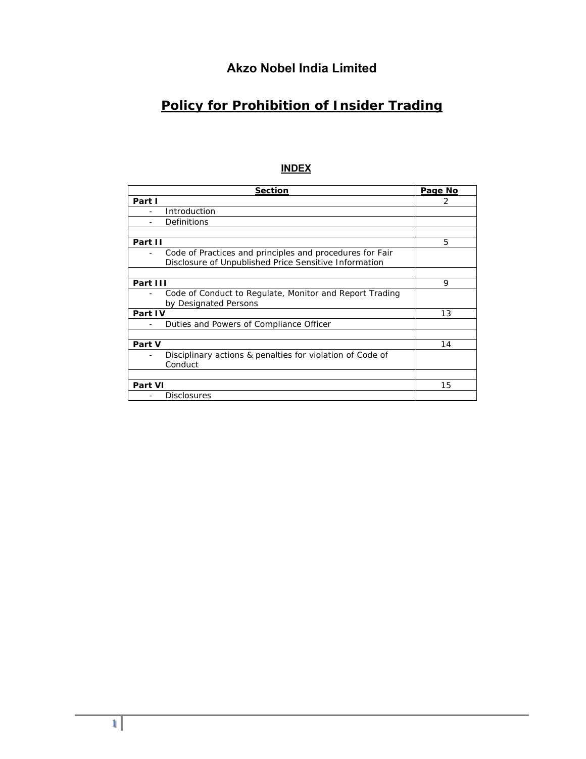# Akzo Nobel India Limited

## Policy for Prohibition of Insider Trading

### INDEX

| Section | Page No |
|---|---|
| **Part I** | 2 |
| - Introduction | |
| - Definitions | |
| | |
| **Part II** | 5 |
| - Code of Practices and principles and procedures for Fair Disclosure of Unpublished Price Sensitive Information | |
| | |
| **Part III** | 9 |
| - Code of Conduct to Regulate, Monitor and Report Trading by Designated Persons | |
| **Part IV** | 13 |
| - Duties and Powers of Compliance Officer | |
| | |
| **Part V** | 14 |
| - Disciplinary actions & penalties for violation of Code of Conduct | |
| | |
| **Part VI** | 15 |
| - Disclosures | |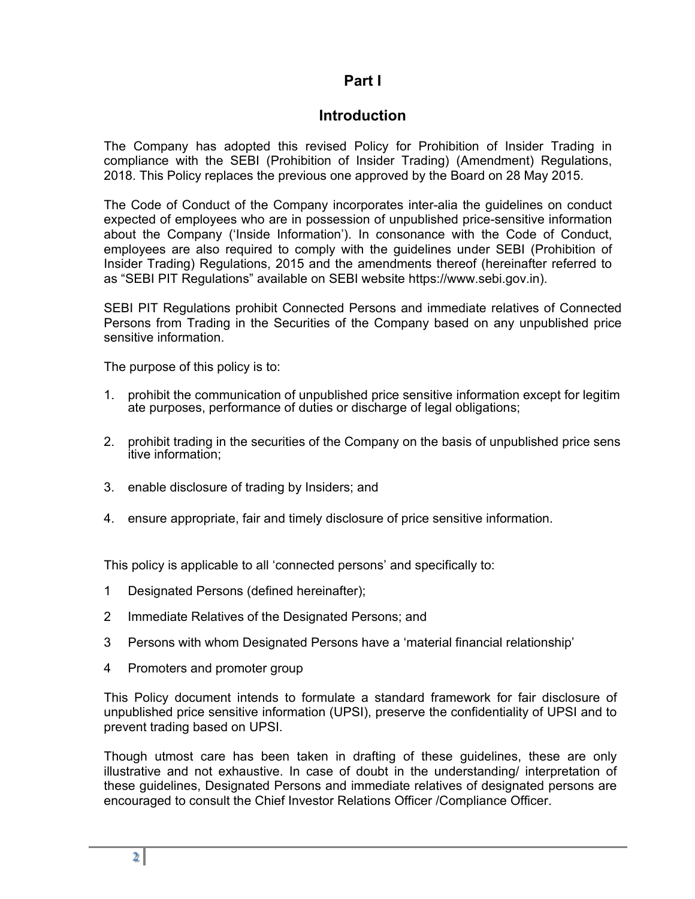# Part I

## Introduction

The Company has adopted this revised Policy for Prohibition of Insider Trading in compliance with the SEBI (Prohibition of Insider Trading) (Amendment) Regulations, 2018. This Policy replaces the previous one approved by the Board on 28 May 2015.

The Code of Conduct of the Company incorporates inter-alia the guidelines on conduct expected of employees who are in possession of unpublished price-sensitive information about the Company ('Inside Information'). In consonance with the Code of Conduct, employees are also required to comply with the guidelines under SEBI (Prohibition of Insider Trading) Regulations, 2015 and the amendments thereof (hereinafter referred to as "SEBI PIT Regulations" available on SEBI website https://www.sebi.gov.in).

SEBI PIT Regulations prohibit Connected Persons and immediate relatives of Connected Persons from Trading in the Securities of the Company based on any unpublished price sensitive information.

The purpose of this policy is to:

1. prohibit the communication of unpublished price sensitive information except for legitimate purposes, performance of duties or discharge of legal obligations;
2. prohibit trading in the securities of the Company on the basis of unpublished price sensitive information;
3. enable disclosure of trading by Insiders; and
4. ensure appropriate, fair and timely disclosure of price sensitive information.

This policy is applicable to all 'connected persons' and specifically to:

1. Designated Persons (defined hereinafter);
2. Immediate Relatives of the Designated Persons; and
3. Persons with whom Designated Persons have a 'material financial relationship'
4. Promoters and promoter group

This Policy document intends to formulate a standard framework for fair disclosure of unpublished price sensitive information (UPSI), preserve the confidentiality of UPSI and to prevent trading based on UPSI.

Though utmost care has been taken in drafting of these guidelines, these are only illustrative and not exhaustive. In case of doubt in the understanding/ interpretation of these guidelines, Designated Persons and immediate relatives of designated persons are encouraged to consult the Chief Investor Relations Officer /Compliance Officer.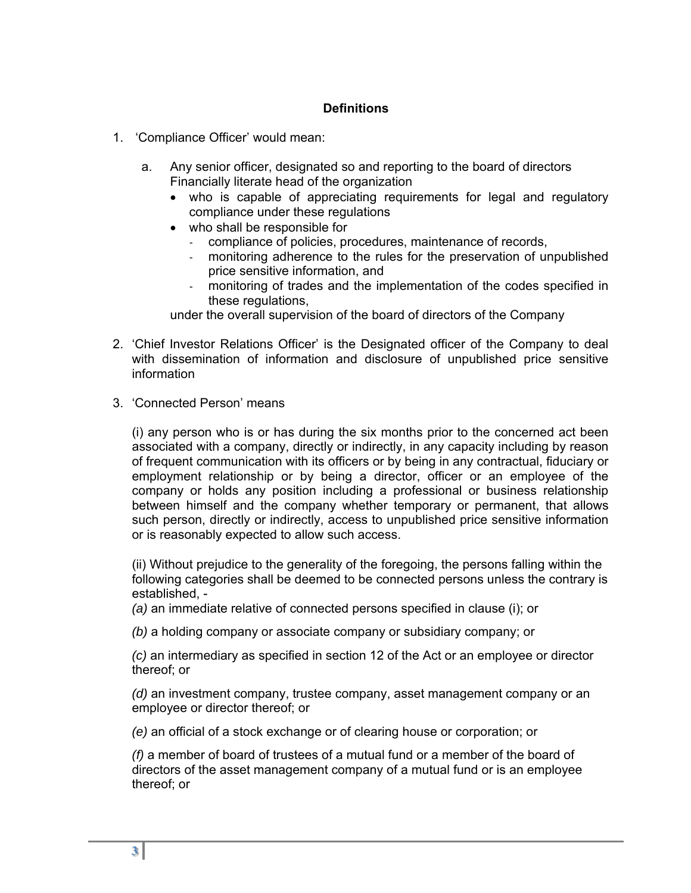## **Definitions**

1. 'Compliance Officer' would mean:

   a. Any senior officer, designated so and reporting to the board of directors Financially literate head of the organization
      - who is capable of appreciating requirements for legal and regulatory compliance under these regulations
      - who shall be responsible for
        - compliance of policies, procedures, maintenance of records,
        - monitoring adherence to the rules for the preservation of unpublished price sensitive information, and
        - monitoring of trades and the implementation of the codes specified in these regulations,

      under the overall supervision of the board of directors of the Company

2. 'Chief Investor Relations Officer' is the Designated officer of the Company to deal with dissemination of information and disclosure of unpublished price sensitive information

3. 'Connected Person' means

   (i) any person who is or has during the six months prior to the concerned act been associated with a company, directly or indirectly, in any capacity including by reason of frequent communication with its officers or by being in any contractual, fiduciary or employment relationship or by being a director, officer or an employee of the company or holds any position including a professional or business relationship between himself and the company whether temporary or permanent, that allows such person, directly or indirectly, access to unpublished price sensitive information or is reasonably expected to allow such access.

   (ii) Without prejudice to the generality of the foregoing, the persons falling within the following categories shall be deemed to be connected persons unless the contrary is established, -

   *(a)* an immediate relative of connected persons specified in clause (i); or

   *(b)* a holding company or associate company or subsidiary company; or

   *(c)* an intermediary as specified in section 12 of the Act or an employee or director thereof; or

   *(d)* an investment company, trustee company, asset management company or an employee or director thereof; or

   *(e)* an official of a stock exchange or of clearing house or corporation; or

   *(f)* a member of board of trustees of a mutual fund or a member of the board of directors of the asset management company of a mutual fund or is an employee thereof; or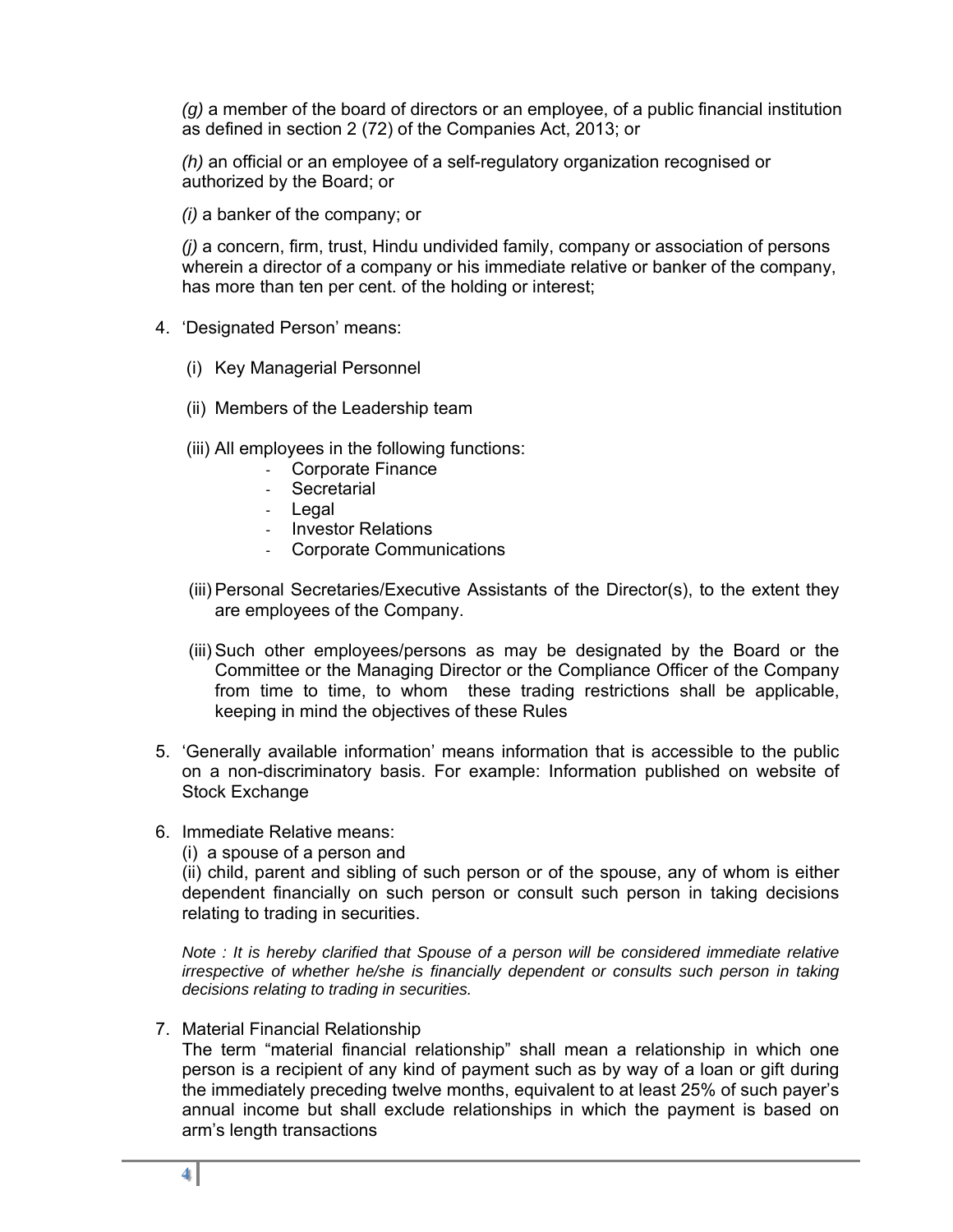*(g)* a member of the board of directors or an employee, of a public financial institution as defined in section 2 (72) of the Companies Act, 2013; or

*(h)* an official or an employee of a self-regulatory organization recognised or authorized by the Board; or

*(i)* a banker of the company; or

*(j)* a concern, firm, trust, Hindu undivided family, company or association of persons wherein a director of a company or his immediate relative or banker of the company, has more than ten per cent. of the holding or interest;

4. 'Designated Person' means:

   (i) Key Managerial Personnel

   (ii) Members of the Leadership team

   (iii) All employees in the following functions:
   - Corporate Finance
   - Secretarial
   - Legal
   - Investor Relations
   - Corporate Communications

   (iii) Personal Secretaries/Executive Assistants of the Director(s), to the extent they are employees of the Company.

   (iii) Such other employees/persons as may be designated by the Board or the Committee or the Managing Director or the Compliance Officer of the Company from time to time, to whom these trading restrictions shall be applicable, keeping in mind the objectives of these Rules

5. 'Generally available information' means information that is accessible to the public on a non-discriminatory basis. For example: Information published on website of Stock Exchange

6. Immediate Relative means:
   (i) a spouse of a person and
   (ii) child, parent and sibling of such person or of the spouse, any of whom is either dependent financially on such person or consult such person in taking decisions relating to trading in securities.

   *Note : It is hereby clarified that Spouse of a person will be considered immediate relative irrespective of whether he/she is financially dependent or consults such person in taking decisions relating to trading in securities.*

7. Material Financial Relationship
   The term "material financial relationship" shall mean a relationship in which one person is a recipient of any kind of payment such as by way of a loan or gift during the immediately preceding twelve months, equivalent to at least 25% of such payer's annual income but shall exclude relationships in which the payment is based on arm's length transactions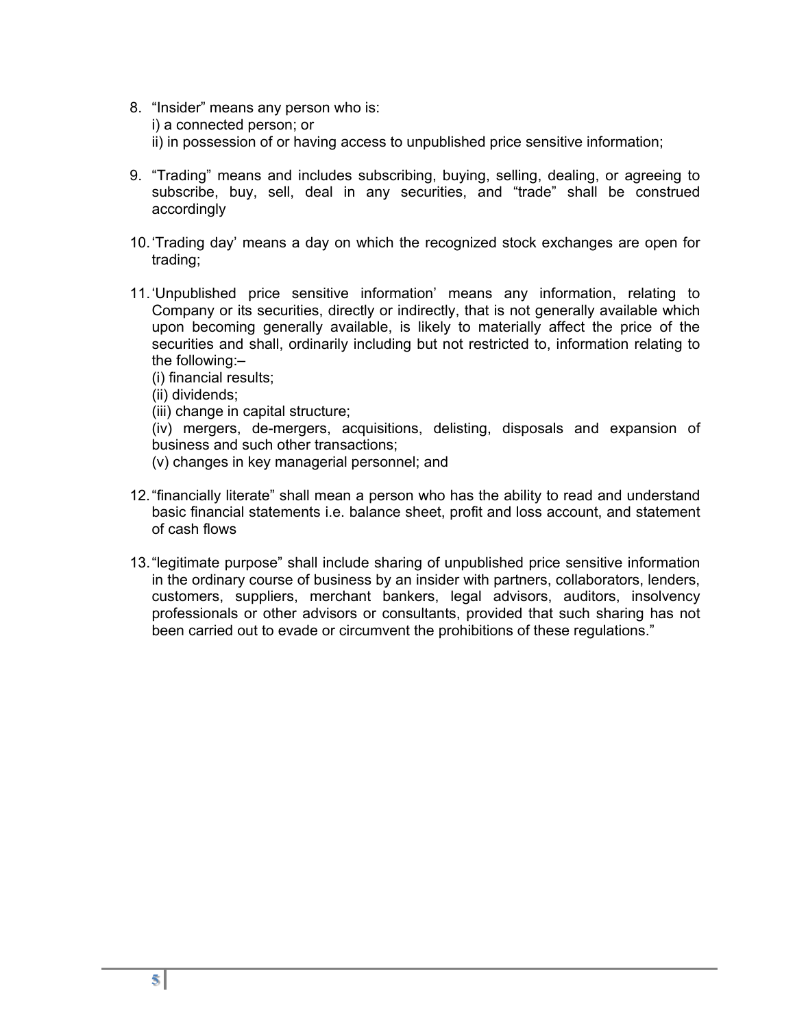8. “Insider” means any person who is:
   i) a connected person; or
   ii) in possession of or having access to unpublished price sensitive information;

9. “Trading” means and includes subscribing, buying, selling, dealing, or agreeing to subscribe, buy, sell, deal in any securities, and “trade” shall be construed accordingly

10. ‘Trading day’ means a day on which the recognized stock exchanges are open for trading;

11. ‘Unpublished price sensitive information’ means any information, relating to Company or its securities, directly or indirectly, that is not generally available which upon becoming generally available, is likely to materially affect the price of the securities and shall, ordinarily including but not restricted to, information relating to the following:–
    (i) financial results;
    (ii) dividends;
    (iii) change in capital structure;
    (iv) mergers, de-mergers, acquisitions, delisting, disposals and expansion of business and such other transactions;
    (v) changes in key managerial personnel; and

12. “financially literate” shall mean a person who has the ability to read and understand basic financial statements i.e. balance sheet, profit and loss account, and statement of cash flows

13. “legitimate purpose” shall include sharing of unpublished price sensitive information in the ordinary course of business by an insider with partners, collaborators, lenders, customers, suppliers, merchant bankers, legal advisors, auditors, insolvency professionals or other advisors or consultants, provided that such sharing has not been carried out to evade or circumvent the prohibitions of these regulations.”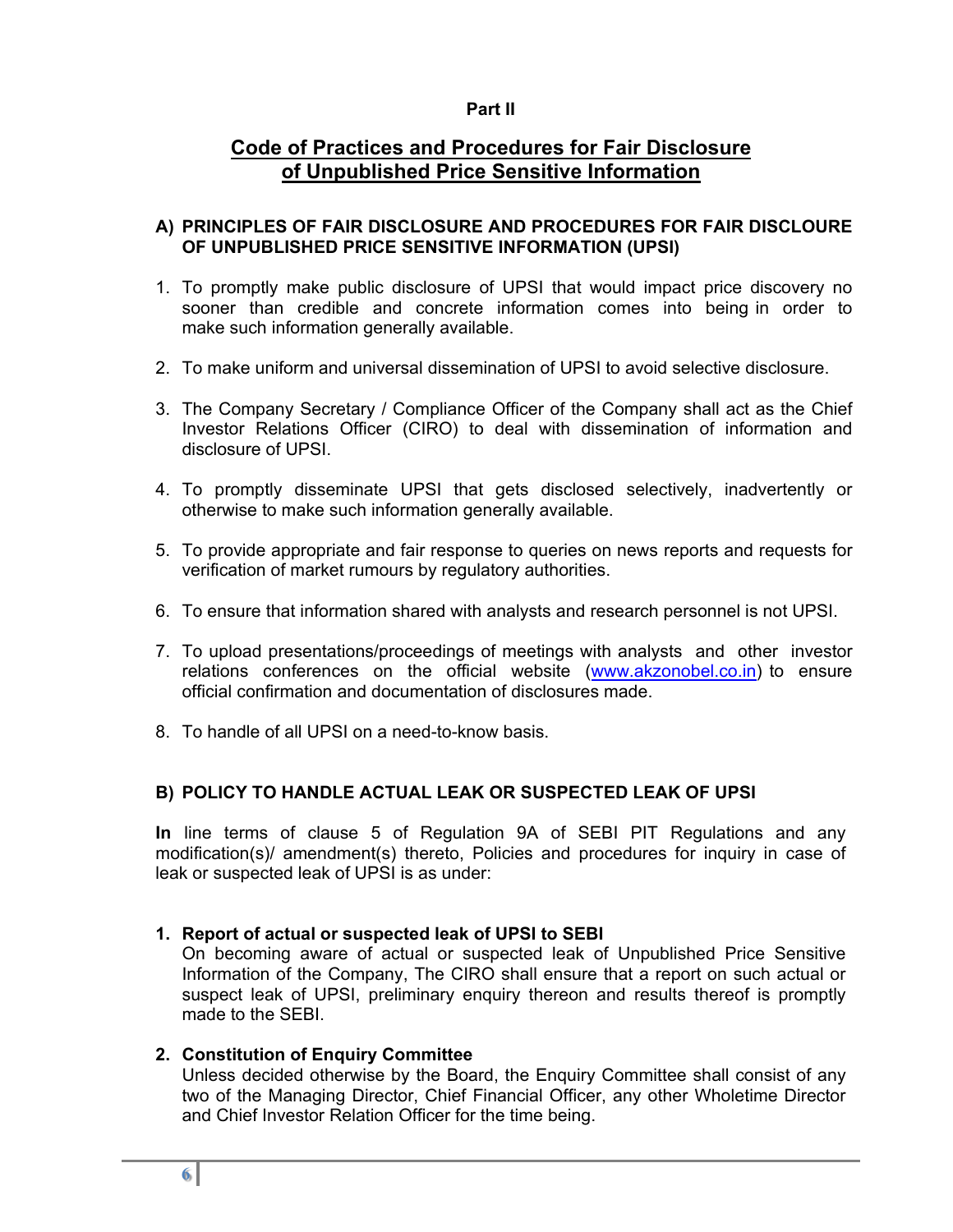**Part II**

## Code of Practices and Procedures for Fair Disclosure of Unpublished Price Sensitive Information

### A) PRINCIPLES OF FAIR DISCLOSURE AND PROCEDURES FOR FAIR DISCLOURE OF UNPUBLISHED PRICE SENSITIVE INFORMATION (UPSI)

1. To promptly make public disclosure of UPSI that would impact price discovery no sooner than credible and concrete information comes into being in order to make such information generally available.

2. To make uniform and universal dissemination of UPSI to avoid selective disclosure.

3. The Company Secretary / Compliance Officer of the Company shall act as the Chief Investor Relations Officer (CIRO) to deal with dissemination of information and disclosure of UPSI.

4. To promptly disseminate UPSI that gets disclosed selectively, inadvertently or otherwise to make such information generally available.

5. To provide appropriate and fair response to queries on news reports and requests for verification of market rumours by regulatory authorities.

6. To ensure that information shared with analysts and research personnel is not UPSI.

7. To upload presentations/proceedings of meetings with analysts and other investor relations conferences on the official website (www.akzonobel.co.in) to ensure official confirmation and documentation of disclosures made.

8. To handle of all UPSI on a need-to-know basis.

### B) POLICY TO HANDLE ACTUAL LEAK OR SUSPECTED LEAK OF UPSI

**In** line terms of clause 5 of Regulation 9A of SEBI PIT Regulations and any modification(s)/ amendment(s) thereto, Policies and procedures for inquiry in case of leak or suspected leak of UPSI is as under:

1. **Report of actual or suspected leak of UPSI to SEBI**
   On becoming aware of actual or suspected leak of Unpublished Price Sensitive Information of the Company, The CIRO shall ensure that a report on such actual or suspect leak of UPSI, preliminary enquiry thereon and results thereof is promptly made to the SEBI.

2. **Constitution of Enquiry Committee**
   Unless decided otherwise by the Board, the Enquiry Committee shall consist of any two of the Managing Director, Chief Financial Officer, any other Wholetime Director and Chief Investor Relation Officer for the time being.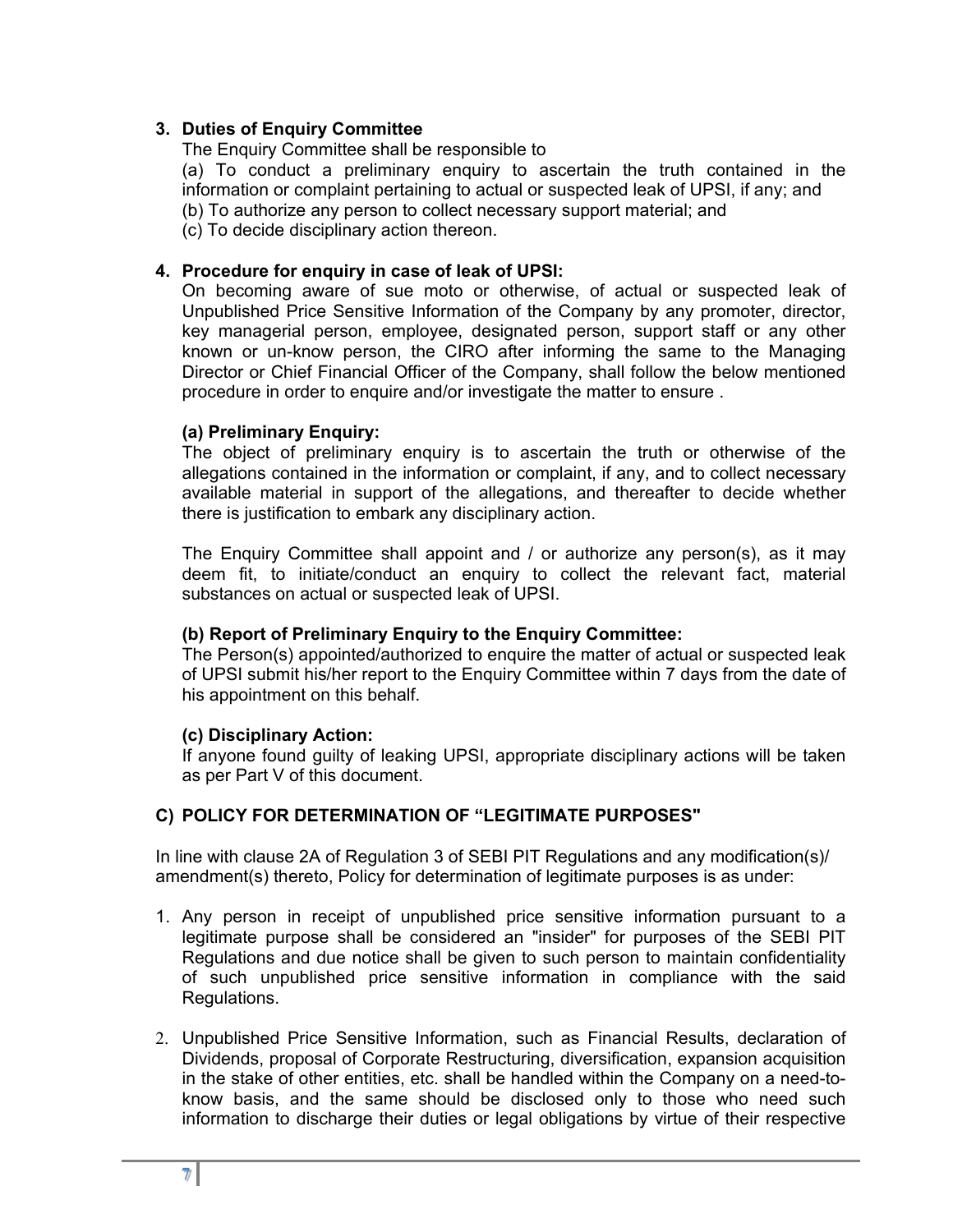**3. Duties of Enquiry Committee**

The Enquiry Committee shall be responsible to

(a) To conduct a preliminary enquiry to ascertain the truth contained in the information or complaint pertaining to actual or suspected leak of UPSI, if any; and

(b) To authorize any person to collect necessary support material; and

(c) To decide disciplinary action thereon.

**4. Procedure for enquiry in case of leak of UPSI:**

On becoming aware of sue moto or otherwise, of actual or suspected leak of Unpublished Price Sensitive Information of the Company by any promoter, director, key managerial person, employee, designated person, support staff or any other known or un-know person, the CIRO after informing the same to the Managing Director or Chief Financial Officer of the Company, shall follow the below mentioned procedure in order to enquire and/or investigate the matter to ensure .

**(a) Preliminary Enquiry:**

The object of preliminary enquiry is to ascertain the truth or otherwise of the allegations contained in the information or complaint, if any, and to collect necessary available material in support of the allegations, and thereafter to decide whether there is justification to embark any disciplinary action.

The Enquiry Committee shall appoint and / or authorize any person(s), as it may deem fit, to initiate/conduct an enquiry to collect the relevant fact, material substances on actual or suspected leak of UPSI.

**(b) Report of Preliminary Enquiry to the Enquiry Committee:**

The Person(s) appointed/authorized to enquire the matter of actual or suspected leak of UPSI submit his/her report to the Enquiry Committee within 7 days from the date of his appointment on this behalf.

**(c) Disciplinary Action:**

If anyone found guilty of leaking UPSI, appropriate disciplinary actions will be taken as per Part V of this document.

## C) POLICY FOR DETERMINATION OF "LEGITIMATE PURPOSES"

In line with clause 2A of Regulation 3 of SEBI PIT Regulations and any modification(s)/ amendment(s) thereto, Policy for determination of legitimate purposes is as under:

1. Any person in receipt of unpublished price sensitive information pursuant to a legitimate purpose shall be considered an "insider" for purposes of the SEBI PIT Regulations and due notice shall be given to such person to maintain confidentiality of such unpublished price sensitive information in compliance with the said Regulations.

2. Unpublished Price Sensitive Information, such as Financial Results, declaration of Dividends, proposal of Corporate Restructuring, diversification, expansion acquisition in the stake of other entities, etc. shall be handled within the Company on a need-to-know basis, and the same should be disclosed only to those who need such information to discharge their duties or legal obligations by virtue of their respective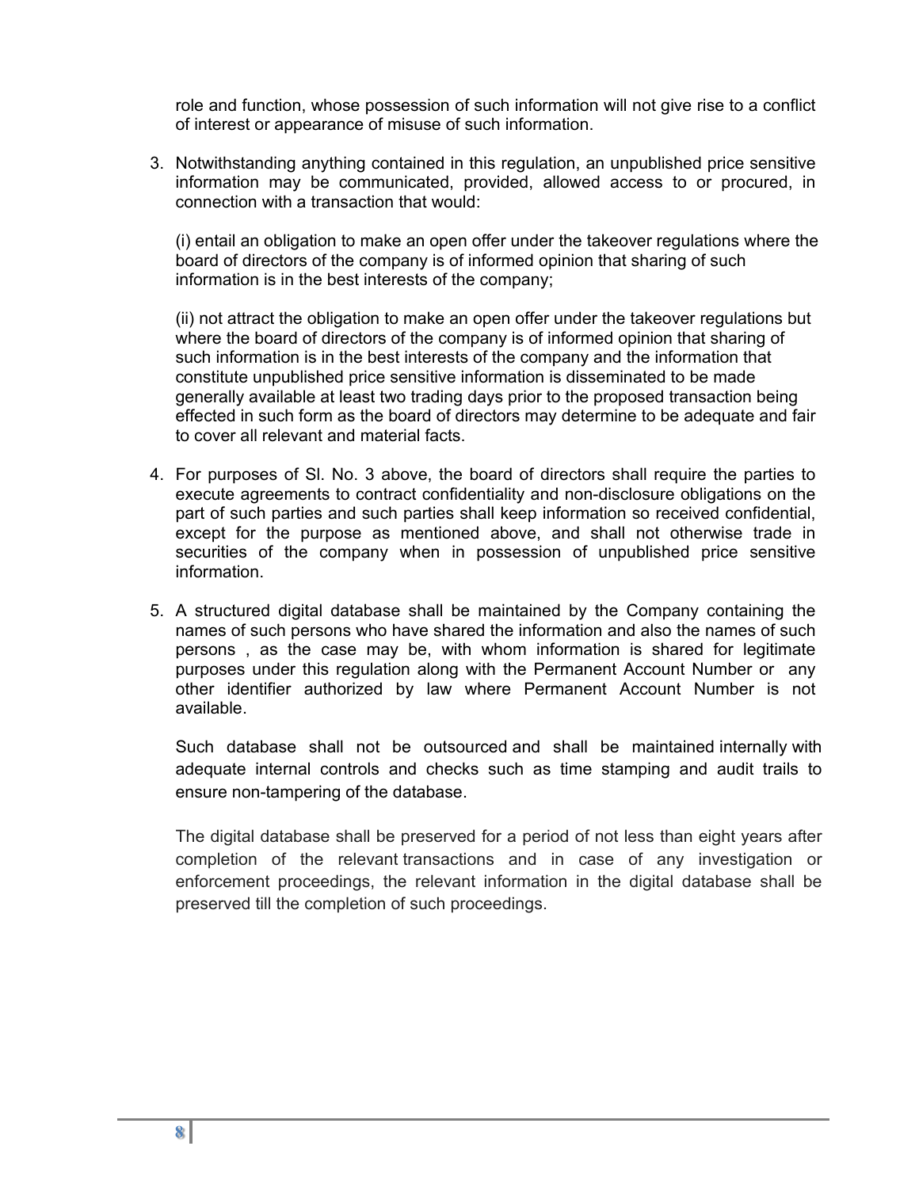role and function, whose possession of such information will not give rise to a conflict of interest or appearance of misuse of such information.

3. Notwithstanding anything contained in this regulation, an unpublished price sensitive information may be communicated, provided, allowed access to or procured, in connection with a transaction that would:

   (i) entail an obligation to make an open offer under the takeover regulations where the board of directors of the company is of informed opinion that sharing of such information is in the best interests of the company;

   (ii) not attract the obligation to make an open offer under the takeover regulations but where the board of directors of the company is of informed opinion that sharing of such information is in the best interests of the company and the information that constitute unpublished price sensitive information is disseminated to be made generally available at least two trading days prior to the proposed transaction being effected in such form as the board of directors may determine to be adequate and fair to cover all relevant and material facts.

4. For purposes of Sl. No. 3 above, the board of directors shall require the parties to execute agreements to contract confidentiality and non-disclosure obligations on the part of such parties and such parties shall keep information so received confidential, except for the purpose as mentioned above, and shall not otherwise trade in securities of the company when in possession of unpublished price sensitive information.

5. A structured digital database shall be maintained by the Company containing the names of such persons who have shared the information and also the names of such persons , as the case may be, with whom information is shared for legitimate purposes under this regulation along with the Permanent Account Number or any other identifier authorized by law where Permanent Account Number is not available.

   Such database shall not be outsourced and shall be maintained internally with adequate internal controls and checks such as time stamping and audit trails to ensure non-tampering of the database.

   The digital database shall be preserved for a period of not less than eight years after completion of the relevant transactions and in case of any investigation or enforcement proceedings, the relevant information in the digital database shall be preserved till the completion of such proceedings.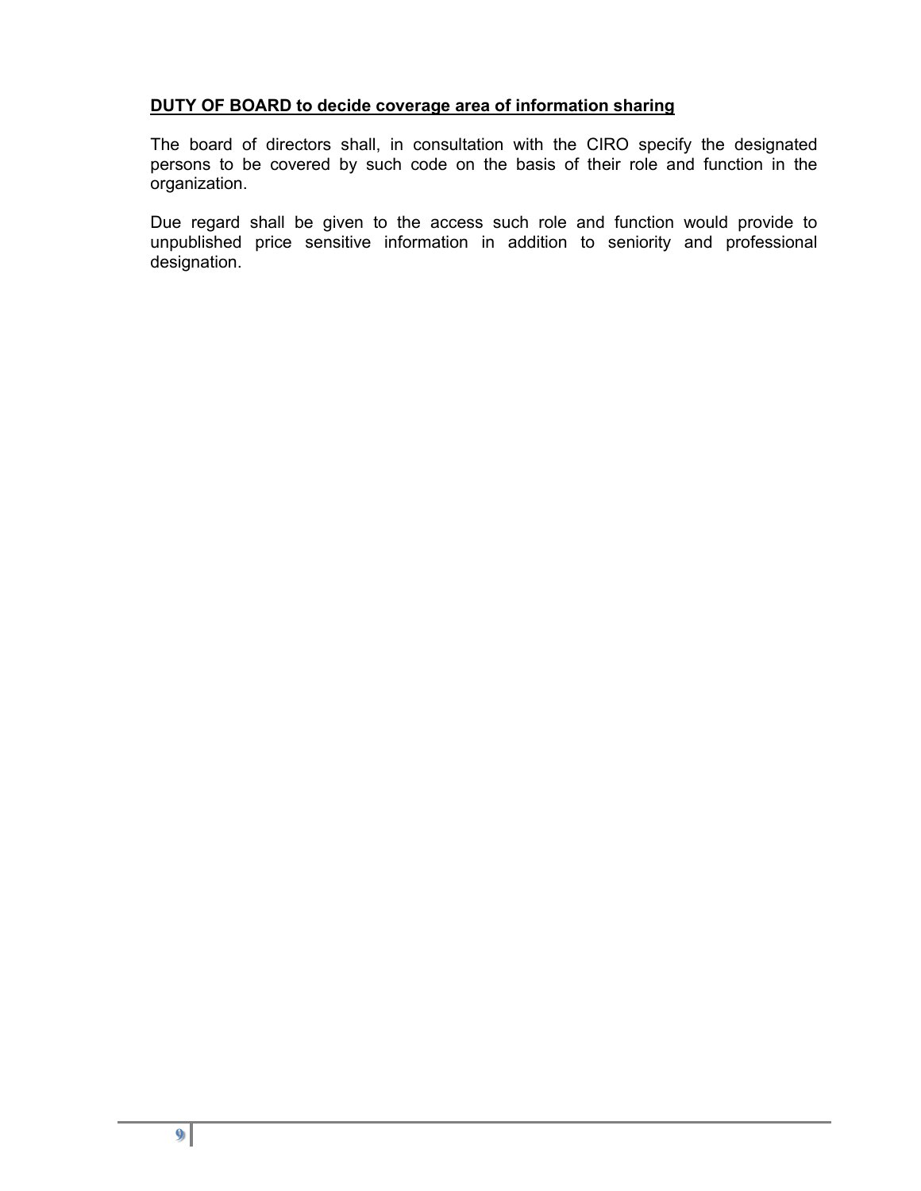**<u>DUTY OF BOARD to decide coverage area of information sharing</u>**

The board of directors shall, in consultation with the CIRO specify the designated persons to be covered by such code on the basis of their role and function in the organization.

Due regard shall be given to the access such role and function would provide to unpublished price sensitive information in addition to seniority and professional designation.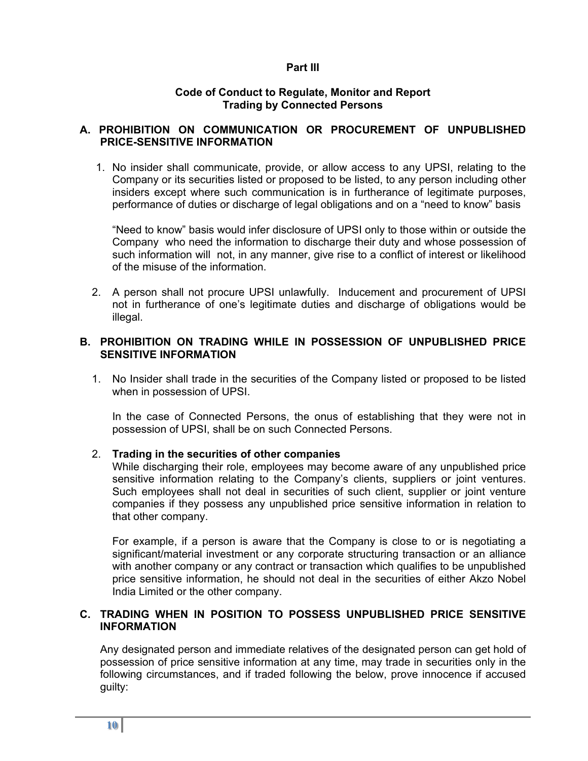## Part III

### Code of Conduct to Regulate, Monitor and Report Trading by Connected Persons

### A. PROHIBITION ON COMMUNICATION OR PROCUREMENT OF UNPUBLISHED PRICE-SENSITIVE INFORMATION

1. No insider shall communicate, provide, or allow access to any UPSI, relating to the Company or its securities listed or proposed to be listed, to any person including other insiders except where such communication is in furtherance of legitimate purposes, performance of duties or discharge of legal obligations and on a "need to know" basis

   "Need to know" basis would infer disclosure of UPSI only to those within or outside the Company who need the information to discharge their duty and whose possession of such information will not, in any manner, give rise to a conflict of interest or likelihood of the misuse of the information.

2. A person shall not procure UPSI unlawfully. Inducement and procurement of UPSI not in furtherance of one's legitimate duties and discharge of obligations would be illegal.

### B. PROHIBITION ON TRADING WHILE IN POSSESSION OF UNPUBLISHED PRICE SENSITIVE INFORMATION

1. No Insider shall trade in the securities of the Company listed or proposed to be listed when in possession of UPSI.

   In the case of Connected Persons, the onus of establishing that they were not in possession of UPSI, shall be on such Connected Persons.

2. **Trading in the securities of other companies**
   While discharging their role, employees may become aware of any unpublished price sensitive information relating to the Company's clients, suppliers or joint ventures. Such employees shall not deal in securities of such client, supplier or joint venture companies if they possess any unpublished price sensitive information in relation to that other company.

   For example, if a person is aware that the Company is close to or is negotiating a significant/material investment or any corporate structuring transaction or an alliance with another company or any contract or transaction which qualifies to be unpublished price sensitive information, he should not deal in the securities of either Akzo Nobel India Limited or the other company.

### C. TRADING WHEN IN POSITION TO POSSESS UNPUBLISHED PRICE SENSITIVE INFORMATION

Any designated person and immediate relatives of the designated person can get hold of possession of price sensitive information at any time, may trade in securities only in the following circumstances, and if traded following the below, prove innocence if accused guilty: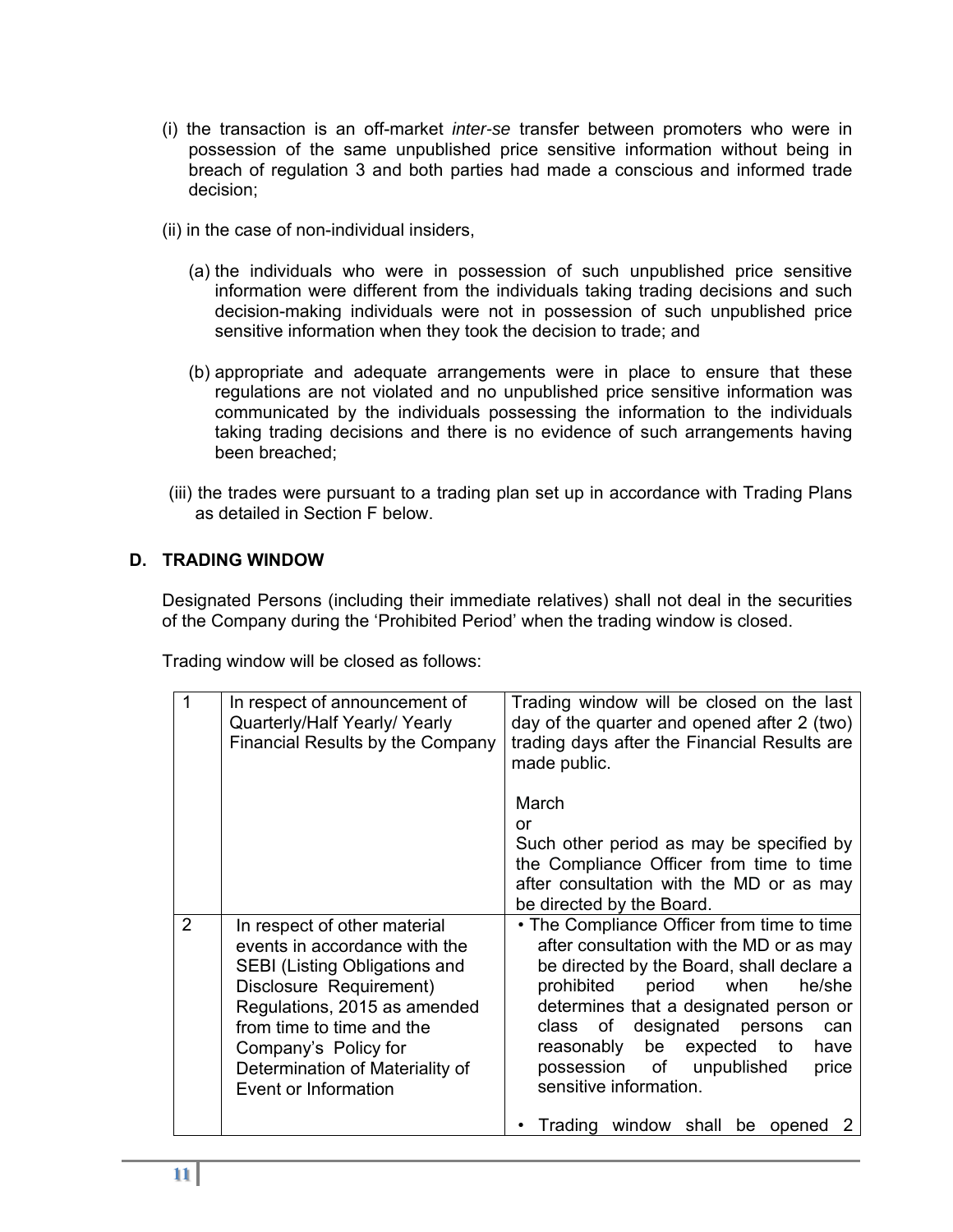(i) the transaction is an off-market *inter-se* transfer between promoters who were in possession of the same unpublished price sensitive information without being in breach of regulation 3 and both parties had made a conscious and informed trade decision;

(ii) in the case of non-individual insiders,

(a) the individuals who were in possession of such unpublished price sensitive information were different from the individuals taking trading decisions and such decision-making individuals were not in possession of such unpublished price sensitive information when they took the decision to trade; and

(b) appropriate and adequate arrangements were in place to ensure that these regulations are not violated and no unpublished price sensitive information was communicated by the individuals possessing the information to the individuals taking trading decisions and there is no evidence of such arrangements having been breached;

(iii) the trades were pursuant to a trading plan set up in accordance with Trading Plans as detailed in Section F below.

## D. TRADING WINDOW

Designated Persons (including their immediate relatives) shall not deal in the securities of the Company during the 'Prohibited Period' when the trading window is closed.

Trading window will be closed as follows:

| | | |
|---|---|---|
| 1 | In respect of announcement of Quarterly/Half Yearly/ Yearly Financial Results by the Company | Trading window will be closed on the last day of the quarter and opened after 2 (two) trading days after the Financial Results are made public.<br><br>March<br>or<br>Such other period as may be specified by the Compliance Officer from time to time after consultation with the MD or as may be directed by the Board. |
| 2 | In respect of other material events in accordance with the SEBI (Listing Obligations and Disclosure Requirement) Regulations, 2015 as amended from time to time and the Company's Policy for Determination of Materiality of Event or Information | • The Compliance Officer from time to time after consultation with the MD or as may be directed by the Board, shall declare a prohibited period when he/she determines that a designated person or class of designated persons can reasonably be expected to have possession of unpublished price sensitive information.<br><br>• Trading window shall be opened 2 |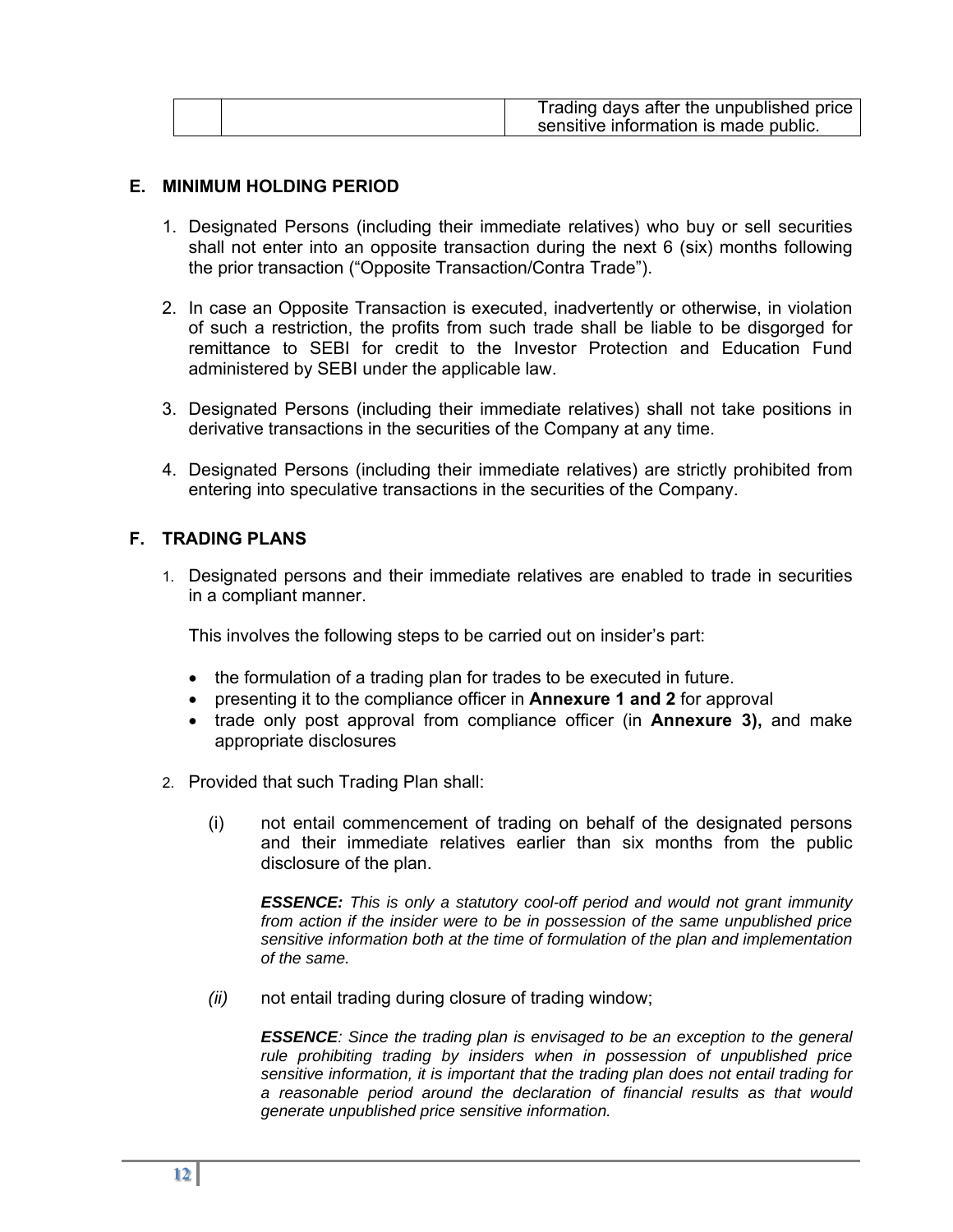|  |  | Trading days after the unpublished price sensitive information is made public. |
|---|---|---|

## E. MINIMUM HOLDING PERIOD

1. Designated Persons (including their immediate relatives) who buy or sell securities shall not enter into an opposite transaction during the next 6 (six) months following the prior transaction ("Opposite Transaction/Contra Trade").

2. In case an Opposite Transaction is executed, inadvertently or otherwise, in violation of such a restriction, the profits from such trade shall be liable to be disgorged for remittance to SEBI for credit to the Investor Protection and Education Fund administered by SEBI under the applicable law.

3. Designated Persons (including their immediate relatives) shall not take positions in derivative transactions in the securities of the Company at any time.

4. Designated Persons (including their immediate relatives) are strictly prohibited from entering into speculative transactions in the securities of the Company.

## F. TRADING PLANS

1. Designated persons and their immediate relatives are enabled to trade in securities in a compliant manner.

   This involves the following steps to be carried out on insider's part:

   - the formulation of a trading plan for trades to be executed in future.
   - presenting it to the compliance officer in **Annexure 1 and 2** for approval
   - trade only post approval from compliance officer (in **Annexure 3),** and make appropriate disclosures

2. Provided that such Trading Plan shall:

   (i) not entail commencement of trading on behalf of the designated persons and their immediate relatives earlier than six months from the public disclosure of the plan.

   ***ESSENCE:*** *This is only a statutory cool-off period and would not grant immunity from action if the insider were to be in possession of the same unpublished price sensitive information both at the time of formulation of the plan and implementation of the same.*

   *(ii)* not entail trading during closure of trading window;

   ***ESSENCE****: Since the trading plan is envisaged to be an exception to the general rule prohibiting trading by insiders when in possession of unpublished price sensitive information, it is important that the trading plan does not entail trading for a reasonable period around the declaration of financial results as that would generate unpublished price sensitive information.*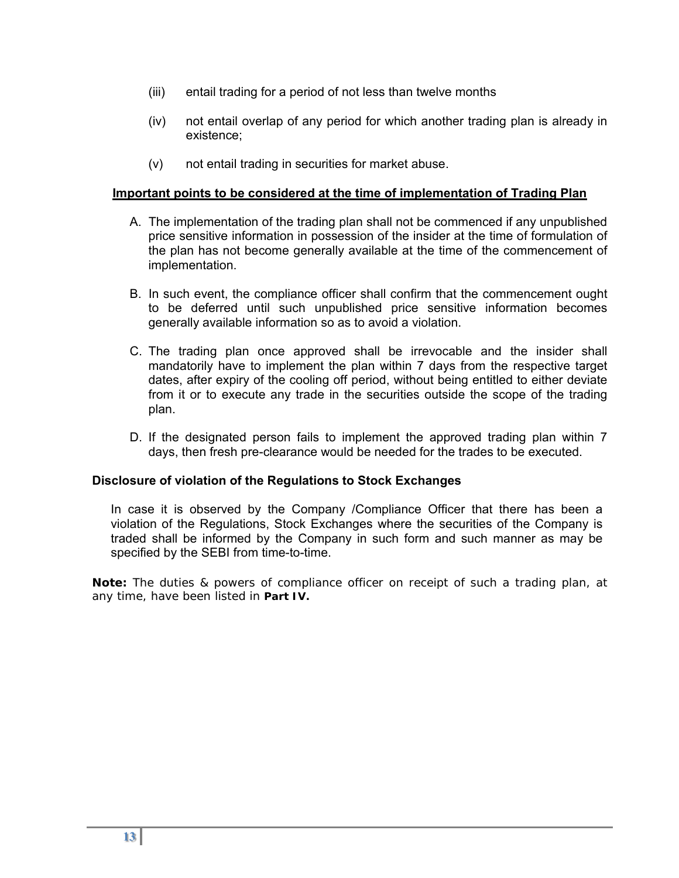(iii) entail trading for a period of not less than twelve months

(iv) not entail overlap of any period for which another trading plan is already in existence;

(v) not entail trading in securities for market abuse.

**Important points to be considered at the time of implementation of Trading Plan**

A. The implementation of the trading plan shall not be commenced if any unpublished price sensitive information in possession of the insider at the time of formulation of the plan has not become generally available at the time of the commencement of implementation.

B. In such event, the compliance officer shall confirm that the commencement ought to be deferred until such unpublished price sensitive information becomes generally available information so as to avoid a violation.

C. The trading plan once approved shall be irrevocable and the insider shall mandatorily have to implement the plan within 7 days from the respective target dates, after expiry of the cooling off period, without being entitled to either deviate from it or to execute any trade in the securities outside the scope of the trading plan.

D. If the designated person fails to implement the approved trading plan within 7 days, then fresh pre-clearance would be needed for the trades to be executed.

**Disclosure of violation of the Regulations to Stock Exchanges**

In case it is observed by the Company /Compliance Officer that there has been a violation of the Regulations, Stock Exchanges where the securities of the Company is traded shall be informed by the Company in such form and such manner as may be specified by the SEBI from time-to-time.

**Note:** The duties & powers of compliance officer on receipt of such a trading plan, at any time, have been listed in **Part IV.**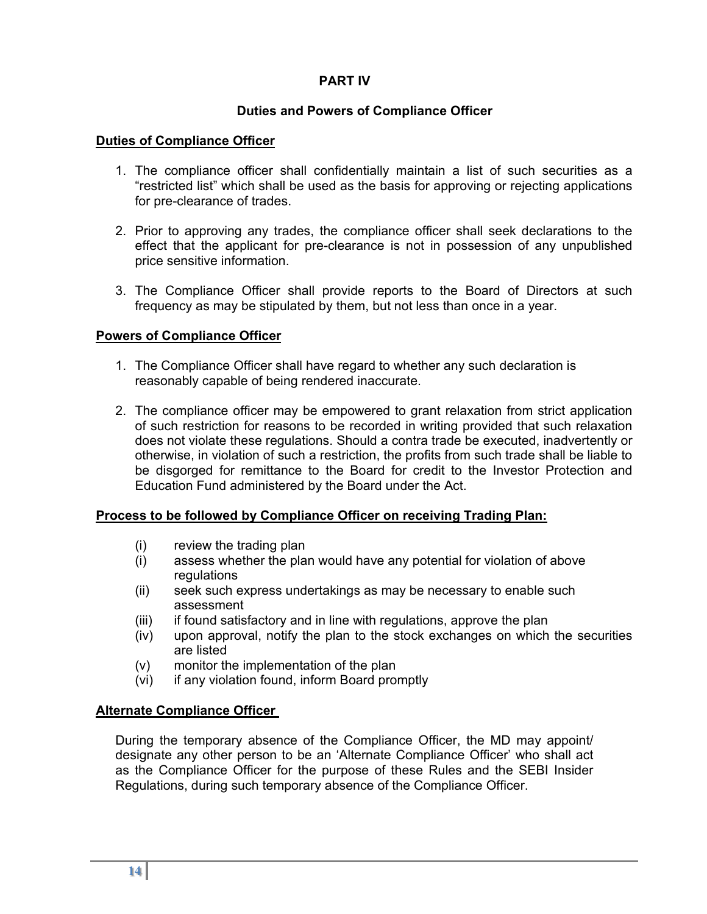# PART IV

## Duties and Powers of Compliance Officer

**Duties of Compliance Officer**

1. The compliance officer shall confidentially maintain a list of such securities as a "restricted list" which shall be used as the basis for approving or rejecting applications for pre-clearance of trades.

2. Prior to approving any trades, the compliance officer shall seek declarations to the effect that the applicant for pre-clearance is not in possession of any unpublished price sensitive information.

3. The Compliance Officer shall provide reports to the Board of Directors at such frequency as may be stipulated by them, but not less than once in a year.

**Powers of Compliance Officer**

1. The Compliance Officer shall have regard to whether any such declaration is reasonably capable of being rendered inaccurate.

2. The compliance officer may be empowered to grant relaxation from strict application of such restriction for reasons to be recorded in writing provided that such relaxation does not violate these regulations. Should a contra trade be executed, inadvertently or otherwise, in violation of such a restriction, the profits from such trade shall be liable to be disgorged for remittance to the Board for credit to the Investor Protection and Education Fund administered by the Board under the Act.

**Process to be followed by Compliance Officer on receiving Trading Plan:**

(i) review the trading plan
(i) assess whether the plan would have any potential for violation of above regulations
(ii) seek such express undertakings as may be necessary to enable such assessment
(iii) if found satisfactory and in line with regulations, approve the plan
(iv) upon approval, notify the plan to the stock exchanges on which the securities are listed
(v) monitor the implementation of the plan
(vi) if any violation found, inform Board promptly

**Alternate Compliance Officer**

During the temporary absence of the Compliance Officer, the MD may appoint/ designate any other person to be an 'Alternate Compliance Officer' who shall act as the Compliance Officer for the purpose of these Rules and the SEBI Insider Regulations, during such temporary absence of the Compliance Officer.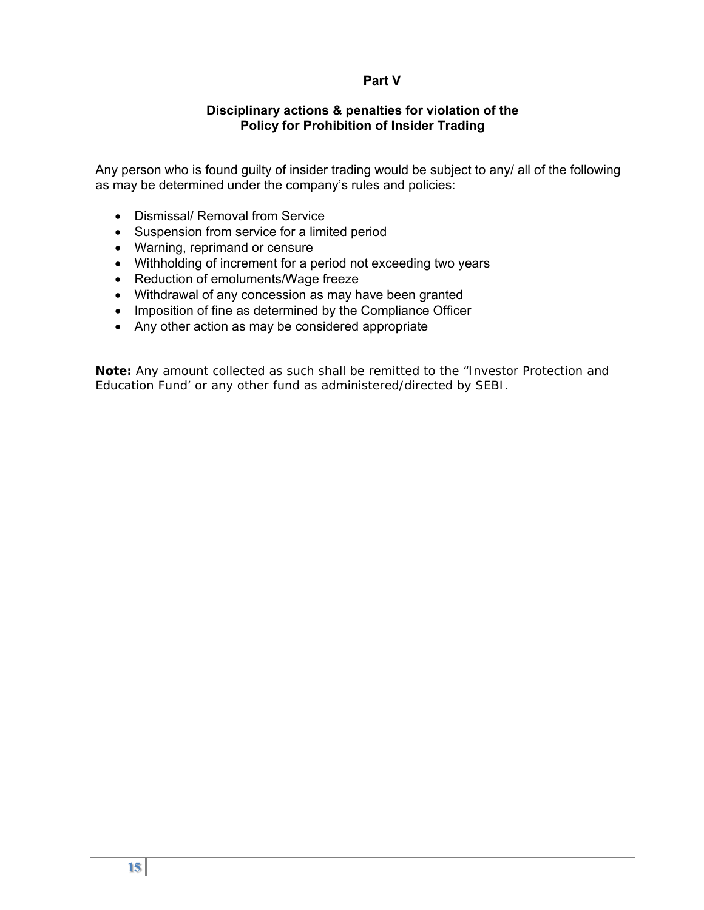## Part V

### Disciplinary actions & penalties for violation of the Policy for Prohibition of Insider Trading

Any person who is found guilty of insider trading would be subject to any/ all of the following as may be determined under the company's rules and policies:

- Dismissal/ Removal from Service
- Suspension from service for a limited period
- Warning, reprimand or censure
- Withholding of increment for a period not exceeding two years
- Reduction of emoluments/Wage freeze
- Withdrawal of any concession as may have been granted
- Imposition of fine as determined by the Compliance Officer
- Any other action as may be considered appropriate

**Note:** Any amount collected as such shall be remitted to the "Investor Protection and Education Fund' or any other fund as administered/directed by SEBI.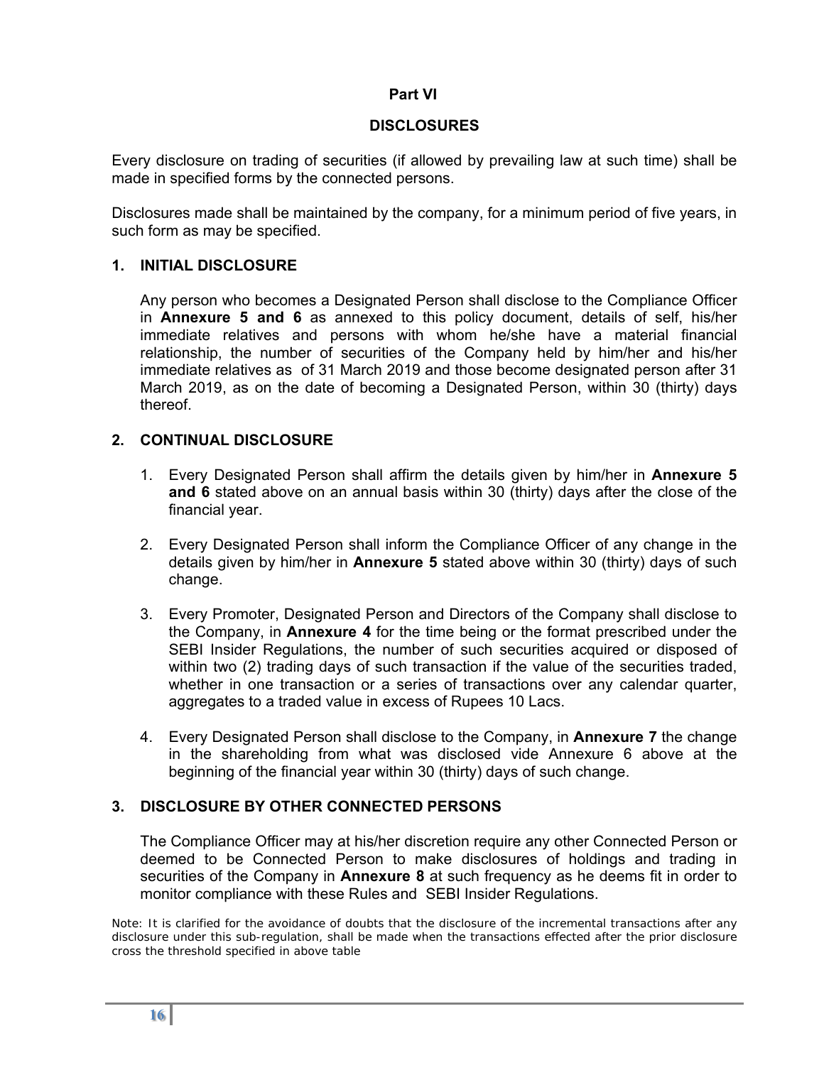## Part VI

## DISCLOSURES

Every disclosure on trading of securities (if allowed by prevailing law at such time) shall be made in specified forms by the connected persons.

Disclosures made shall be maintained by the company, for a minimum period of five years, in such form as may be specified.

### 1. INITIAL DISCLOSURE

Any person who becomes a Designated Person shall disclose to the Compliance Officer in **Annexure 5 and 6** as annexed to this policy document, details of self, his/her immediate relatives and persons with whom he/she have a material financial relationship, the number of securities of the Company held by him/her and his/her immediate relatives as of 31 March 2019 and those become designated person after 31 March 2019, as on the date of becoming a Designated Person, within 30 (thirty) days thereof.

### 2. CONTINUAL DISCLOSURE

1. Every Designated Person shall affirm the details given by him/her in **Annexure 5 and 6** stated above on an annual basis within 30 (thirty) days after the close of the financial year.
2. Every Designated Person shall inform the Compliance Officer of any change in the details given by him/her in **Annexure 5** stated above within 30 (thirty) days of such change.
3. Every Promoter, Designated Person and Directors of the Company shall disclose to the Company, in **Annexure 4** for the time being or the format prescribed under the SEBI Insider Regulations, the number of such securities acquired or disposed of within two (2) trading days of such transaction if the value of the securities traded, whether in one transaction or a series of transactions over any calendar quarter, aggregates to a traded value in excess of Rupees 10 Lacs.
4. Every Designated Person shall disclose to the Company, in **Annexure 7** the change in the shareholding from what was disclosed vide Annexure 6 above at the beginning of the financial year within 30 (thirty) days of such change.

### 3. DISCLOSURE BY OTHER CONNECTED PERSONS

The Compliance Officer may at his/her discretion require any other Connected Person or deemed to be Connected Person to make disclosures of holdings and trading in securities of the Company in **Annexure 8** at such frequency as he deems fit in order to monitor compliance with these Rules and SEBI Insider Regulations.

Note: It is clarified for the avoidance of doubts that the disclosure of the incremental transactions after any disclosure under this sub-regulation, shall be made when the transactions effected after the prior disclosure cross the threshold specified in above table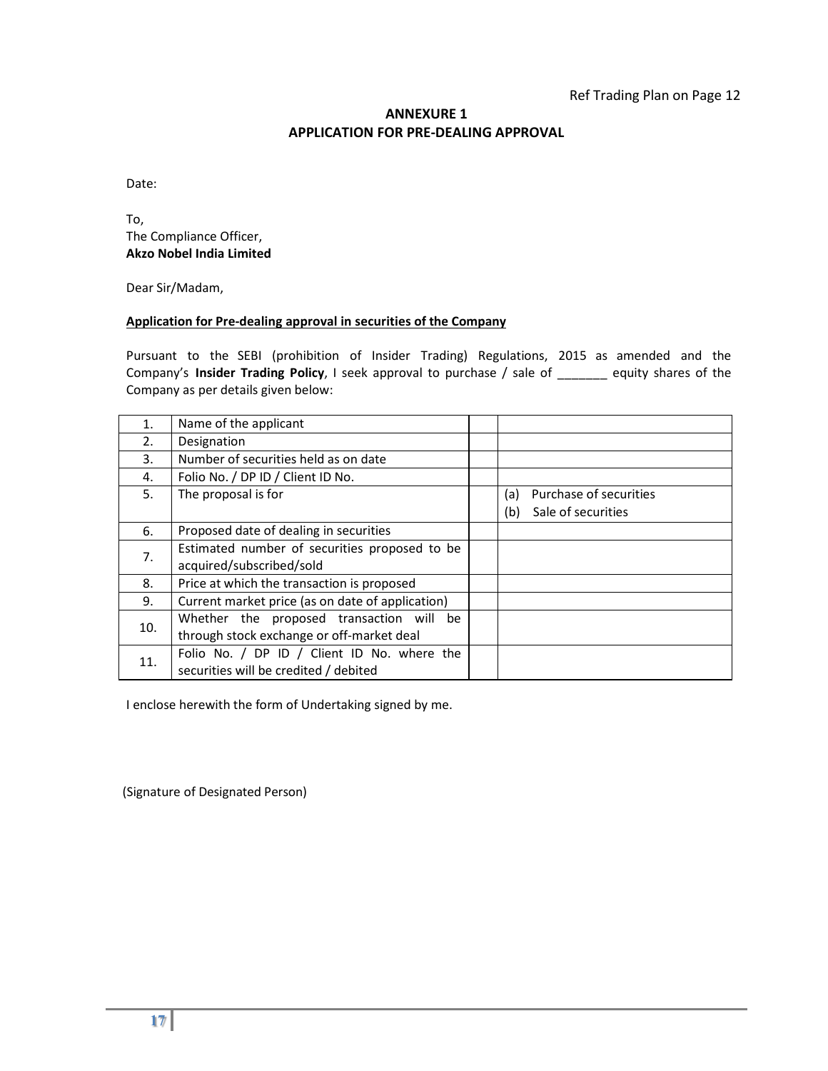Ref Trading Plan on Page 12

## ANNEXURE 1
## APPLICATION FOR PRE-DEALING APPROVAL

Date:

To,
The Compliance Officer,
**Akzo Nobel India Limited**

Dear Sir/Madam,

**Application for Pre-dealing approval in securities of the Company**

Pursuant to the SEBI (prohibition of Insider Trading) Regulations, 2015 as amended and the Company's **Insider Trading Policy**, I seek approval to purchase / sale of _______ equity shares of the Company as per details given below:

| | | | |
|---|---|---|---|
| 1. | Name of the applicant | | |
| 2. | Designation | | |
| 3. | Number of securities held as on date | | |
| 4. | Folio No. / DP ID / Client ID No. | | |
| 5. | The proposal is for | | (a) Purchase of securities<br>(b) Sale of securities |
| 6. | Proposed date of dealing in securities | | |
| 7. | Estimated number of securities proposed to be acquired/subscribed/sold | | |
| 8. | Price at which the transaction is proposed | | |
| 9. | Current market price (as on date of application) | | |
| 10. | Whether the proposed transaction will be through stock exchange or off-market deal | | |
| 11. | Folio No. / DP ID / Client ID No. where the securities will be credited / debited | | |

I enclose herewith the form of Undertaking signed by me.

(Signature of Designated Person)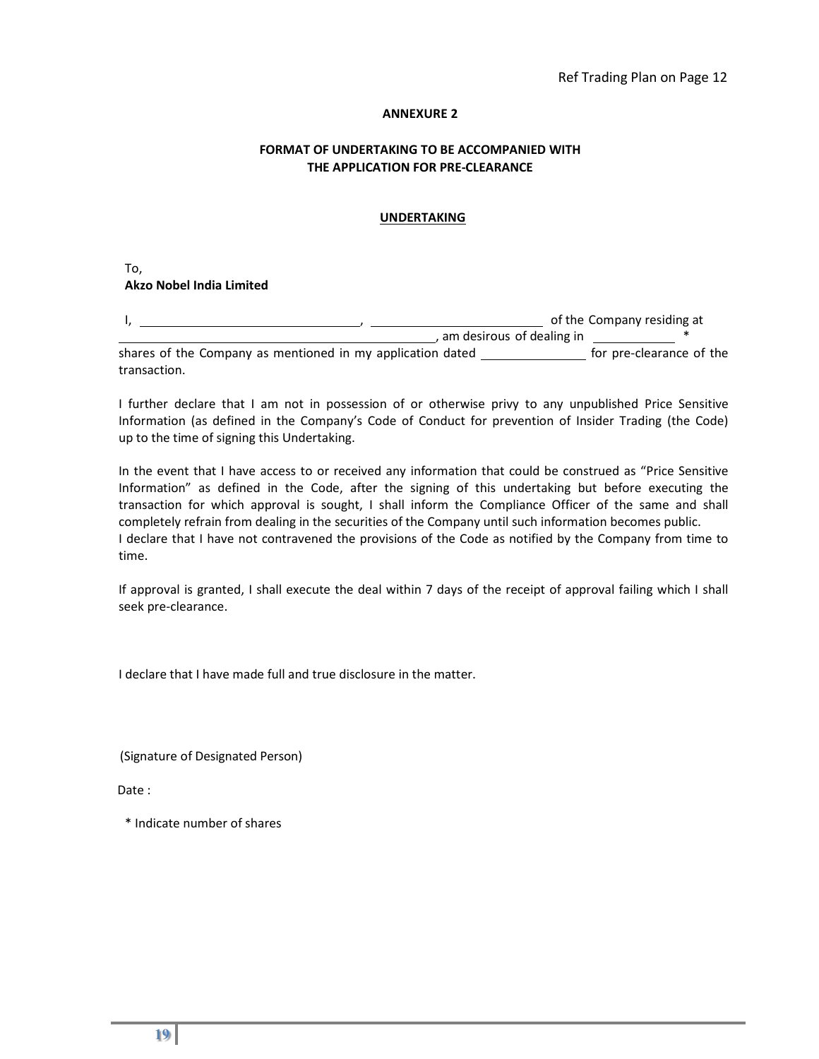Ref Trading Plan on Page 12

**ANNEXURE 2**

**FORMAT OF UNDERTAKING TO BE ACCOMPANIED WITH THE APPLICATION FOR PRE-CLEARANCE**

**UNDERTAKING**

To,
**Akzo Nobel India Limited**

I, ______________________________, ________________________ of the Company residing at ____________________________________________, am desirous of dealing in ___________ * shares of the Company as mentioned in my application dated ______________ for pre-clearance of the transaction.

I further declare that I am not in possession of or otherwise privy to any unpublished Price Sensitive Information (as defined in the Company's Code of Conduct for prevention of Insider Trading (the Code) up to the time of signing this Undertaking.

In the event that I have access to or received any information that could be construed as "Price Sensitive Information" as defined in the Code, after the signing of this undertaking but before executing the transaction for which approval is sought, I shall inform the Compliance Officer of the same and shall completely refrain from dealing in the securities of the Company until such information becomes public.
I declare that I have not contravened the provisions of the Code as notified by the Company from time to time.

If approval is granted, I shall execute the deal within 7 days of the receipt of approval failing which I shall seek pre-clearance.

I declare that I have made full and true disclosure in the matter.

(Signature of Designated Person)

Date :

\* Indicate number of shares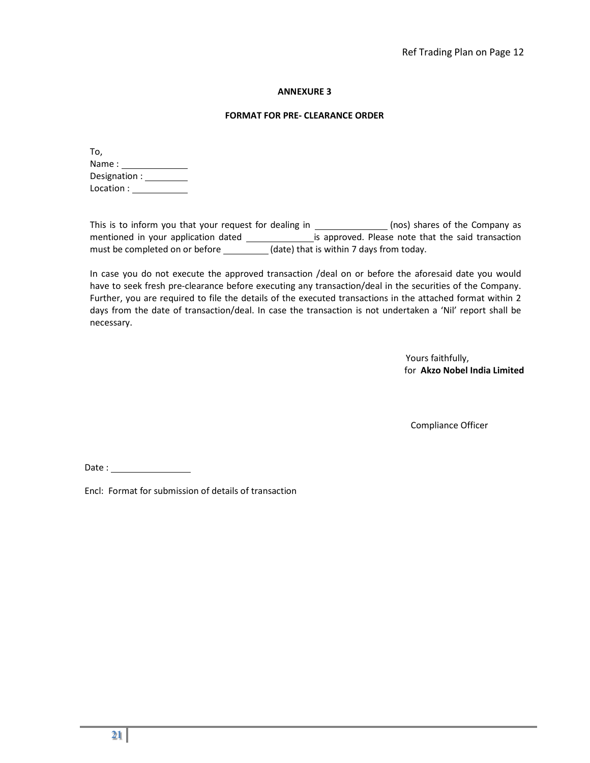Ref Trading Plan on Page 12

## ANNEXURE 3

### FORMAT FOR PRE- CLEARANCE ORDER

To,
Name : ______________
Designation : _________
Location : ___________

This is to inform you that your request for dealing in ______________ (nos) shares of the Company as mentioned in your application dated _____________ is approved. Please note that the said transaction must be completed on or before _________ (date) that is within 7 days from today.

In case you do not execute the approved transaction /deal on or before the aforesaid date you would have to seek fresh pre-clearance before executing any transaction/deal in the securities of the Company. Further, you are required to file the details of the executed transactions in the attached format within 2 days from the date of transaction/deal. In case the transaction is not undertaken a 'Nil' report shall be necessary.

Yours faithfully,
for **Akzo Nobel India Limited**

Compliance Officer

Date : ________________

Encl: Format for submission of details of transaction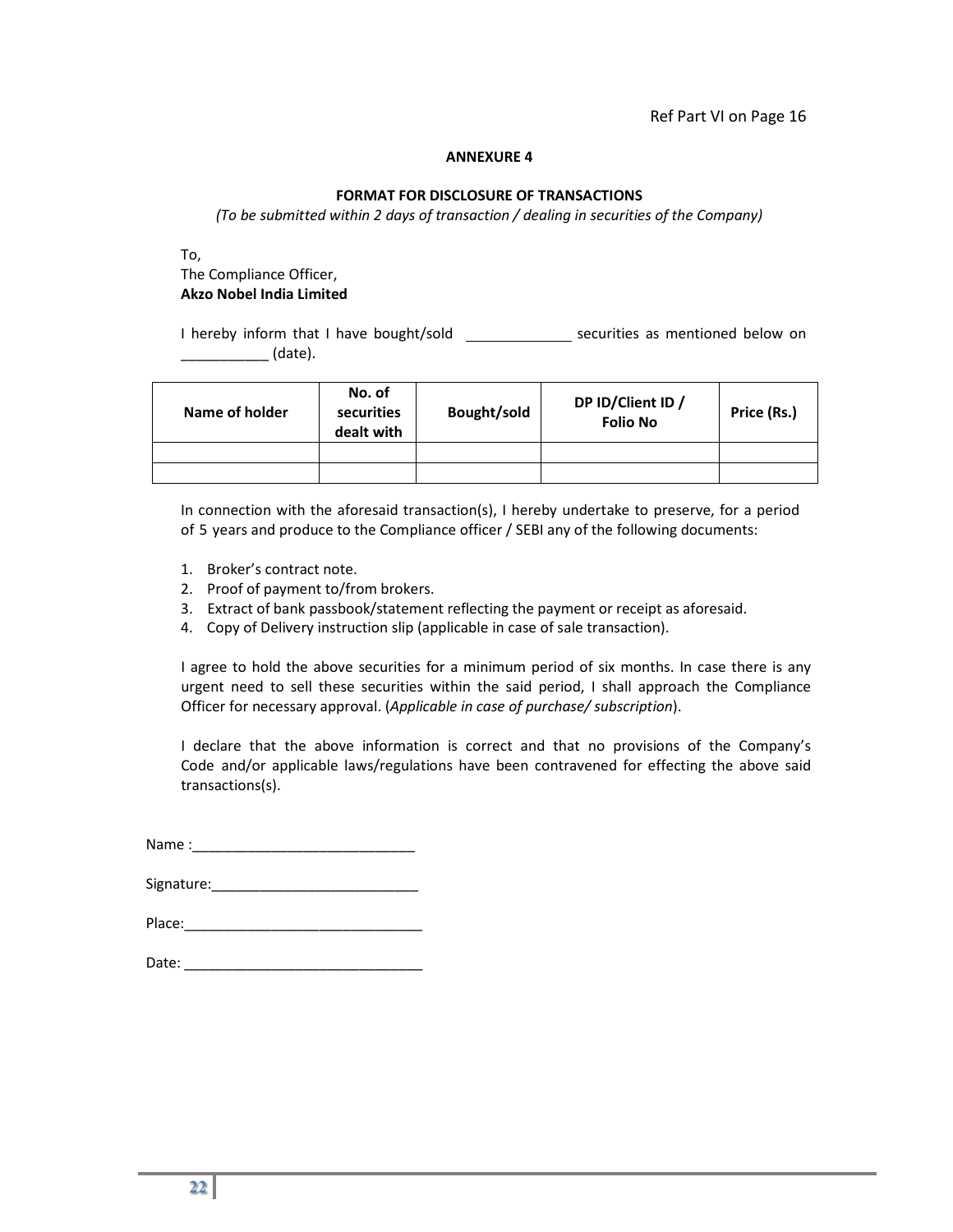Ref Part VI on Page 16

## ANNEXURE 4

### FORMAT FOR DISCLOSURE OF TRANSACTIONS

*(To be submitted within 2 days of transaction / dealing in securities of the Company)*

To,
The Compliance Officer,
**Akzo Nobel India Limited**

I hereby inform that I have bought/sold _____________ securities as mentioned below on ___________ (date).

| Name of holder | No. of securities dealt with | Bought/sold | DP ID/Client ID / Folio No | Price (Rs.) |
|---|---|---|---|---|
| | | | | |
| | | | | |

In connection with the aforesaid transaction(s), I hereby undertake to preserve, for a period of 5 years and produce to the Compliance officer / SEBI any of the following documents:

1. Broker's contract note.
2. Proof of payment to/from brokers.
3. Extract of bank passbook/statement reflecting the payment or receipt as aforesaid.
4. Copy of Delivery instruction slip (applicable in case of sale transaction).

I agree to hold the above securities for a minimum period of six months. In case there is any urgent need to sell these securities within the said period, I shall approach the Compliance Officer for necessary approval. (*Applicable in case of purchase/ subscription*).

I declare that the above information is correct and that no provisions of the Company's Code and/or applicable laws/regulations have been contravened for effecting the above said transactions(s).

Name :____________________________

Signature:__________________________

Place:______________________________

Date: ______________________________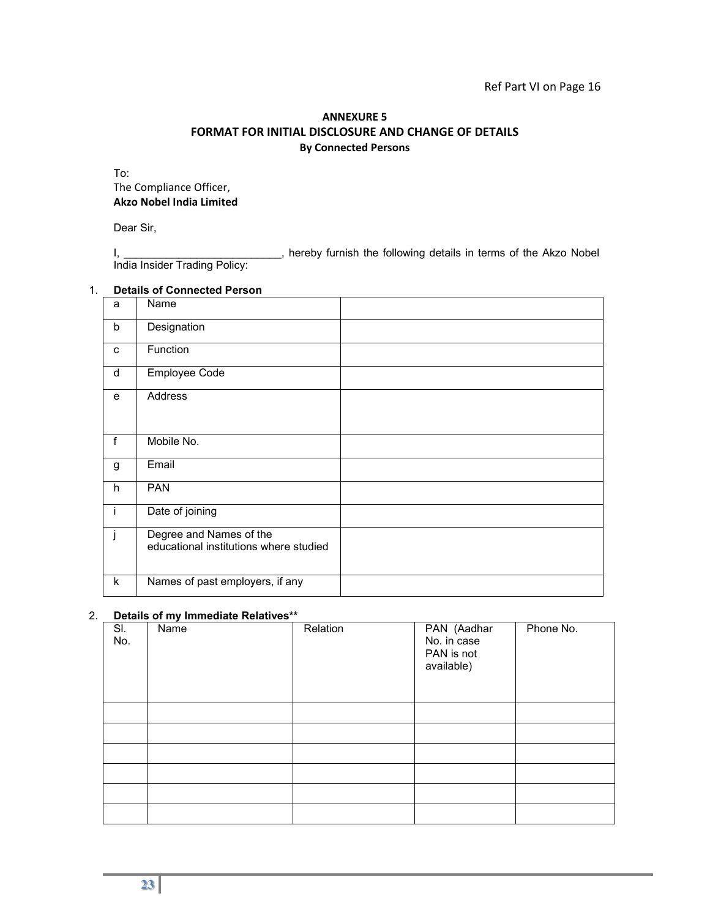Ref Part VI on Page 16

## ANNEXURE 5
## FORMAT FOR INITIAL DISCLOSURE AND CHANGE OF DETAILS
### By Connected Persons

To:
The Compliance Officer,
**Akzo Nobel India Limited**

Dear Sir,

I, ___________________________, hereby furnish the following details in terms of the Akzo Nobel India Insider Trading Policy:

1. **Details of Connected Person**

| | | |
|---|---|---|
| a | Name | |
| b | Designation | |
| c | Function | |
| d | Employee Code | |
| e | Address | |
| f | Mobile No. | |
| g | Email | |
| h | PAN | |
| i | Date of joining | |
| j | Degree and Names of the educational institutions where studied | |
| k | Names of past employers, if any | |

2. **Details of my Immediate Relatives****

| Sl. No. | Name | Relation | PAN (Aadhar No. in case PAN is not available) | Phone No. |
|---|---|---|---|---|
| | | | | |
| | | | | |
| | | | | |
| | | | | |
| | | | | |
| | | | | |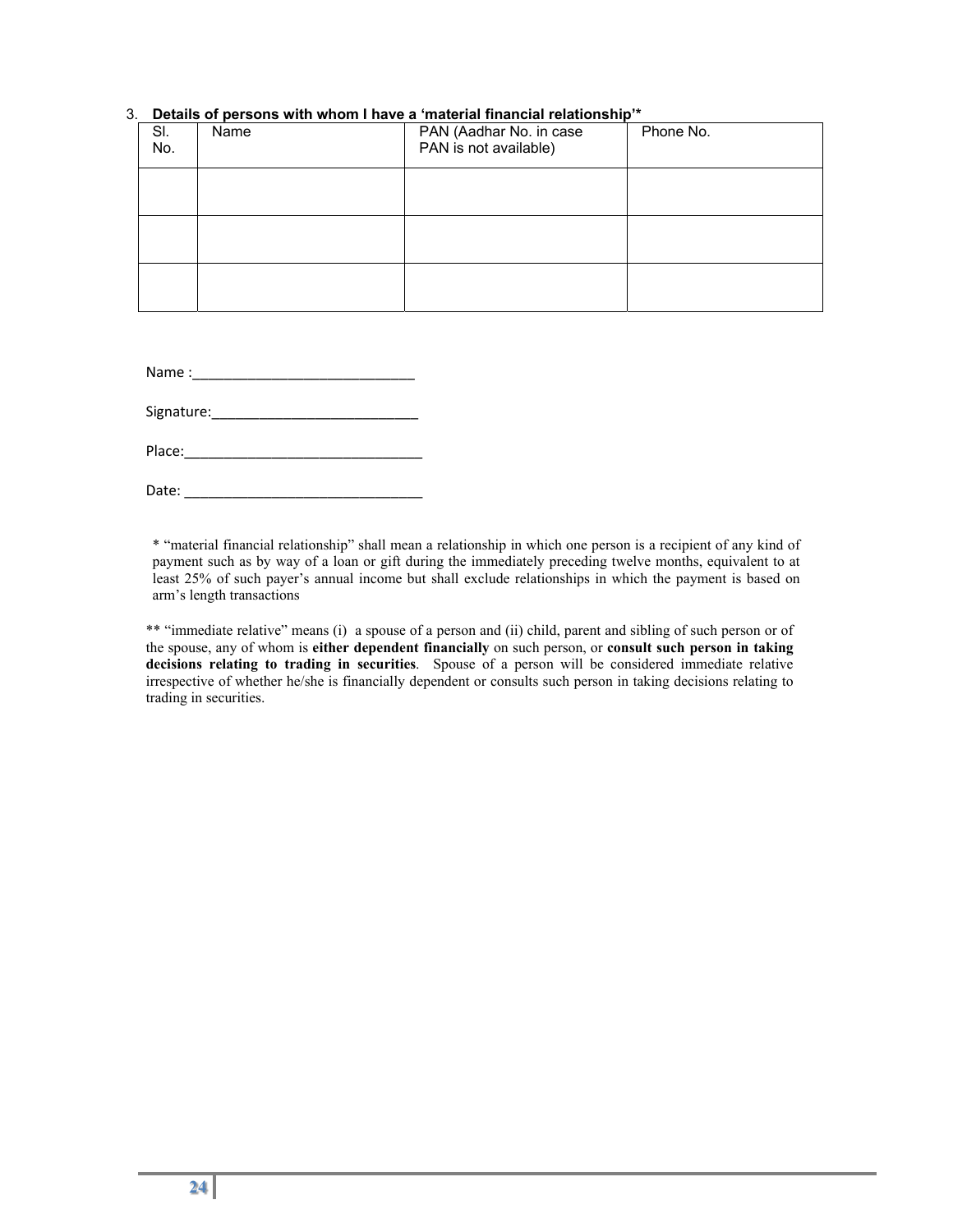3. **Details of persons with whom I have a 'material financial relationship'***

| Sl. No. | Name | PAN (Aadhar No. in case PAN is not available) | Phone No. |
|---|---|---|---|
| | | | |
| | | | |
| | | | |

Name :____________________________

Signature:__________________________

Place:______________________________

Date: ______________________________

* "material financial relationship" shall mean a relationship in which one person is a recipient of any kind of payment such as by way of a loan or gift during the immediately preceding twelve months, equivalent to at least 25% of such payer's annual income but shall exclude relationships in which the payment is based on arm's length transactions

** "immediate relative" means (i) a spouse of a person and (ii) child, parent and sibling of such person or of the spouse, any of whom is **either dependent financially** on such person, or **consult such person in taking decisions relating to trading in securities**. Spouse of a person will be considered immediate relative irrespective of whether he/she is financially dependent or consults such person in taking decisions relating to trading in securities.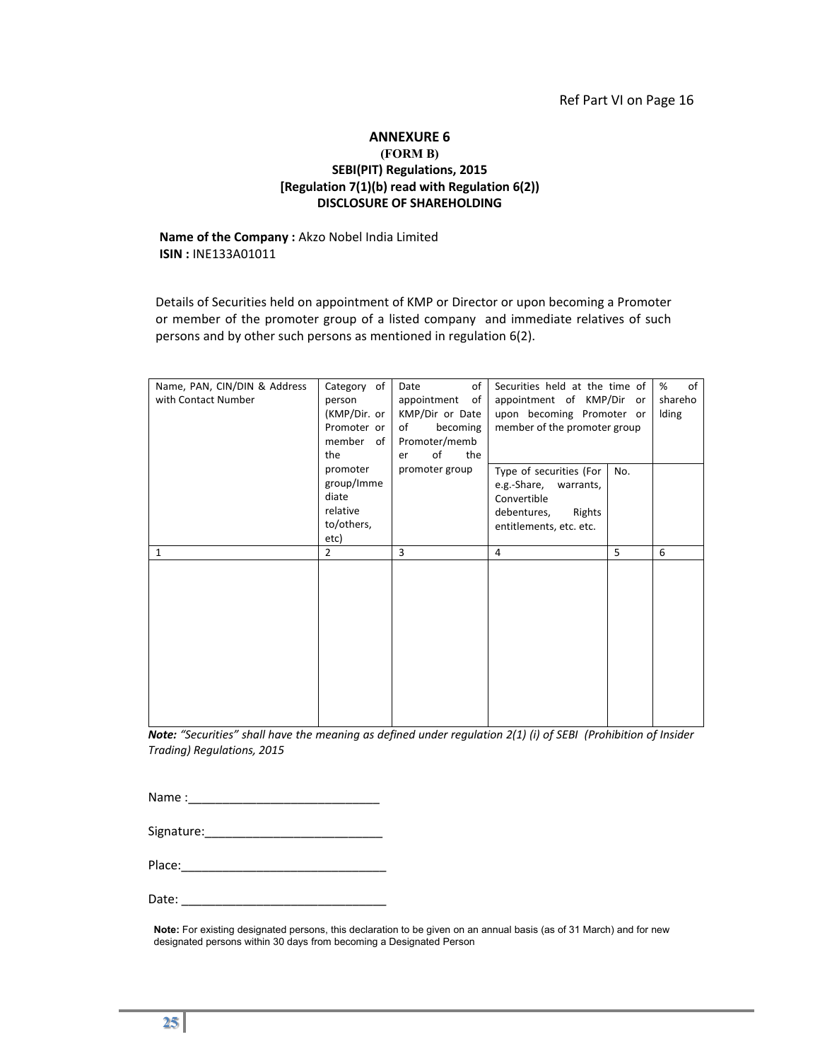Ref Part VI on Page 16

## ANNEXURE 6

**(FORM B)**

**SEBI(PIT) Regulations, 2015**

**[Regulation 7(1)(b) read with Regulation 6(2))**

**DISCLOSURE OF SHAREHOLDING**

**Name of the Company :** Akzo Nobel India Limited
**ISIN :** INE133A01011

Details of Securities held on appointment of KMP or Director or upon becoming a Promoter or member of the promoter group of a listed company and immediate relatives of such persons and by other such persons as mentioned in regulation 6(2).

| Name, PAN, CIN/DIN & Address with Contact Number | Category of person (KMP/Dir. or Promoter or member of the promoter group/Immediate relative to/others, etc) | Date of appointment of KMP/Dir or Date of becoming Promoter/member of the promoter group | Securities held at the time of appointment of KMP/Dir or upon becoming Promoter or member of the promoter group | | % of shareholding |
|---|---|---|---|---|---|
| | | | Type of securities (For e.g.-Share, warrants, Convertible debentures, Rights entitlements, etc. etc. | No. | |
| 1 | 2 | 3 | 4 | 5 | 6 |
| | | | | | |

***Note:*** *"Securities" shall have the meaning as defined under regulation 2(1) (i) of SEBI (Prohibition of Insider Trading) Regulations, 2015*

Name :____________________________

Signature:__________________________

Place:______________________________

Date: ______________________________

**Note:** For existing designated persons, this declaration to be given on an annual basis (as of 31 March) and for new designated persons within 30 days from becoming a Designated Person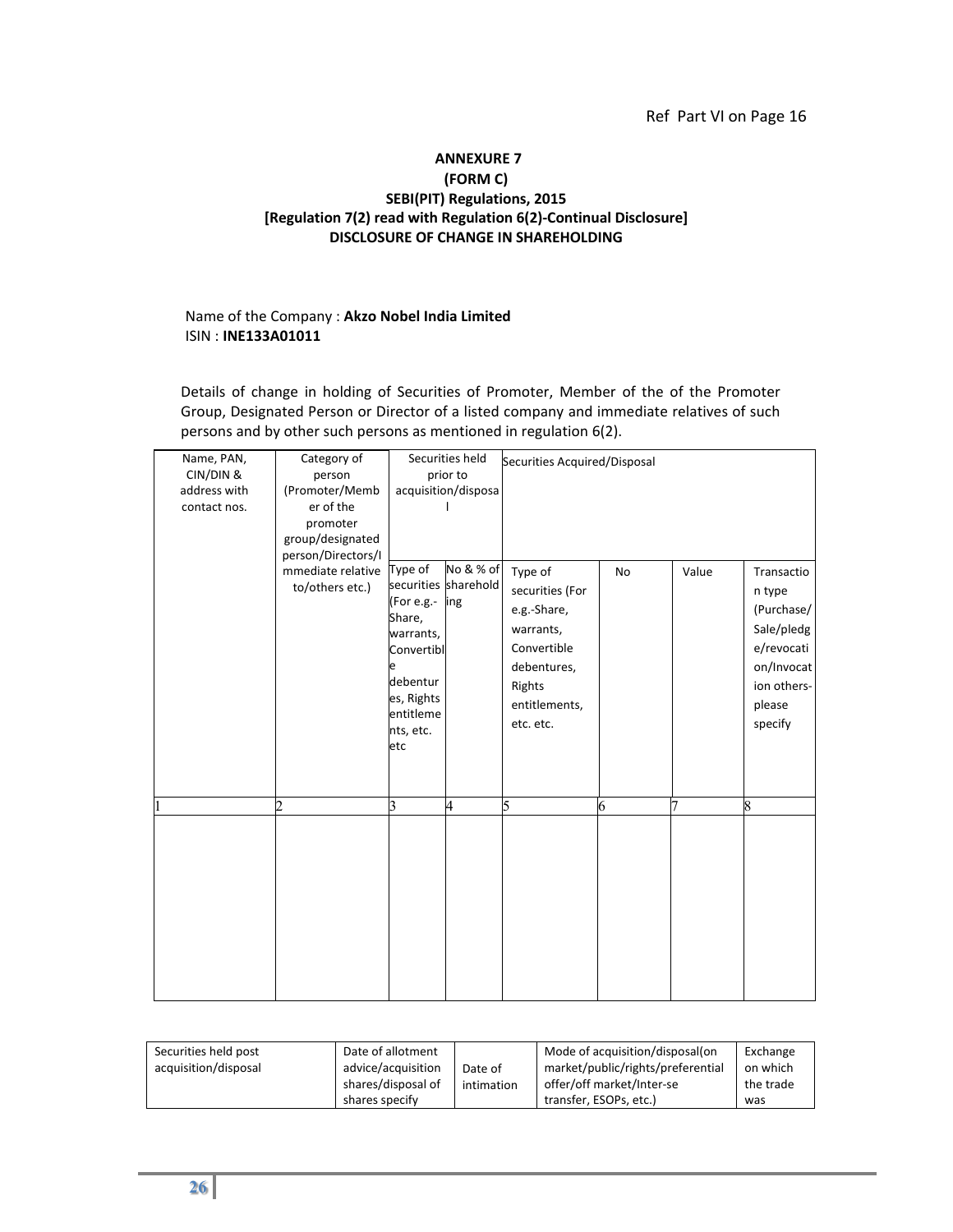Ref Part VI on Page 16

**ANNEXURE 7**
**(FORM C)**
**SEBI(PIT) Regulations, 2015**
**[Regulation 7(2) read with Regulation 6(2)-Continual Disclosure]**
**DISCLOSURE OF CHANGE IN SHAREHOLDING**

Name of the Company : **Akzo Nobel India Limited**
ISIN : **INE133A01011**

Details of change in holding of Securities of Promoter, Member of the of the Promoter Group, Designated Person or Director of a listed company and immediate relatives of such persons and by other such persons as mentioned in regulation 6(2).

| Name, PAN, CIN/DIN & address with contact nos. | Category of person (Promoter/Member of the promoter group/designated person/Directors/Immediate relative to/others etc.) | Securities held prior to acquisition/disposal | | Securities Acquired/Disposal | | | |
|---|---|---|---|---|---|---|---|
| | | Type of securities (For e.g.- Share, warrants, Convertible debentures, Rights entitlements, etc. etc | No & % of shareholding | Type of securities (For e.g.-Share, warrants, Convertible debentures, Rights entitlements, etc. etc. | No | Value | Transaction type (Purchase/ Sale/pledge/revocation/Invocation others- please specify |
| 1 | 2 | 3 | 4 | 5 | 6 | 7 | 8 |
| | | | | | | | |

| Securities held post acquisition/disposal | Date of allotment advice/acquisition shares/disposal of shares specify | Date of intimation | Mode of acquisition/disposal(on market/public/rights/preferential offer/off market/Inter-se transfer, ESOPs, etc.) | Exchange on which the trade was |
|---|---|---|---|---|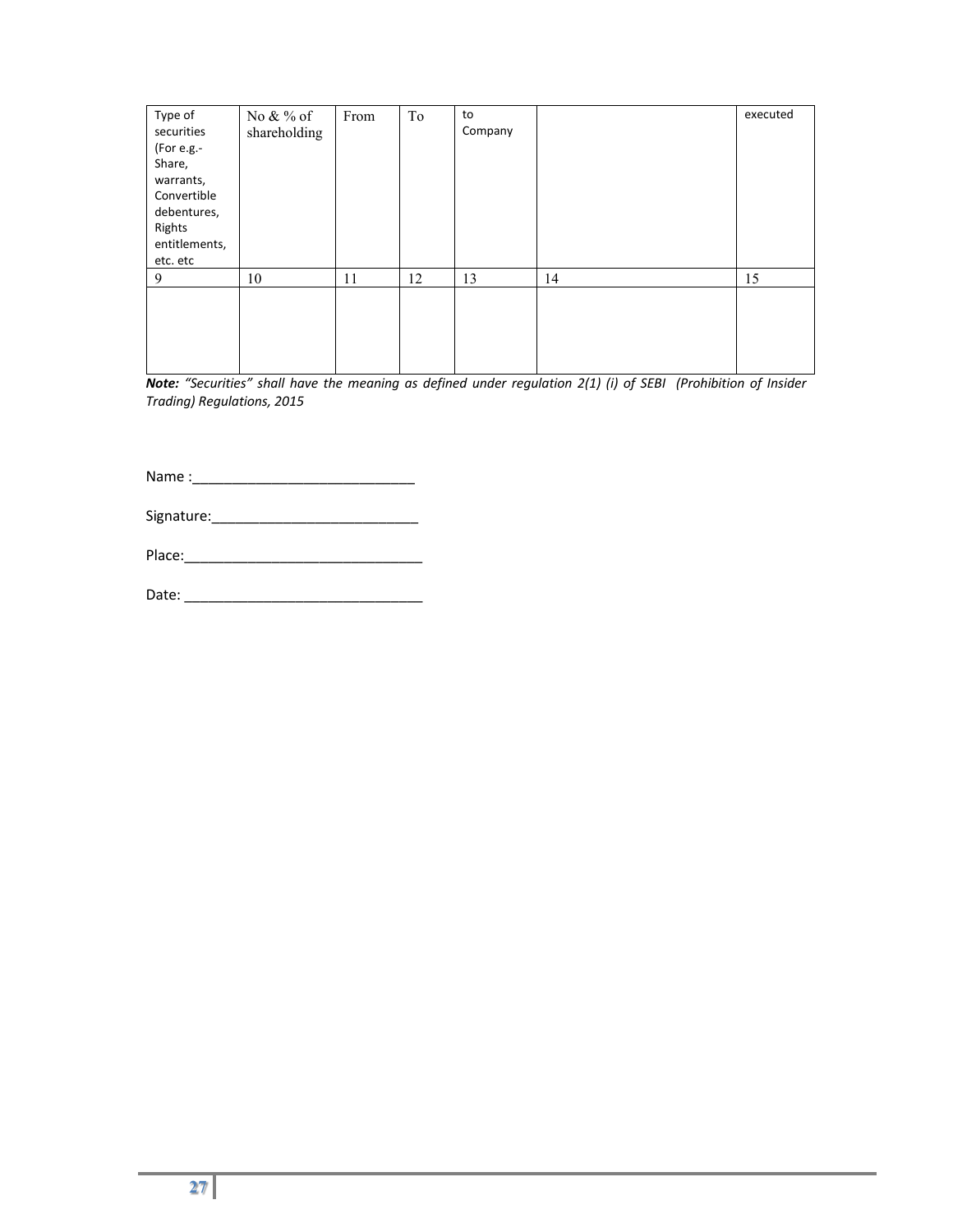| Type of securities (For e.g.- Share, warrants, Convertible debentures, Rights entitlements, etc. etc | No & % of shareholding | From | To | to Company | | executed |
|---|---|---|---|---|---|---|
| 9 | 10 | 11 | 12 | 13 | 14 | 15 |
| | | | | | | |

***Note:*** *"Securities" shall have the meaning as defined under regulation 2(1) (i) of SEBI (Prohibition of Insider Trading) Regulations, 2015*

Name :___________________________

Signature:_________________________

Place:_____________________________

Date: _____________________________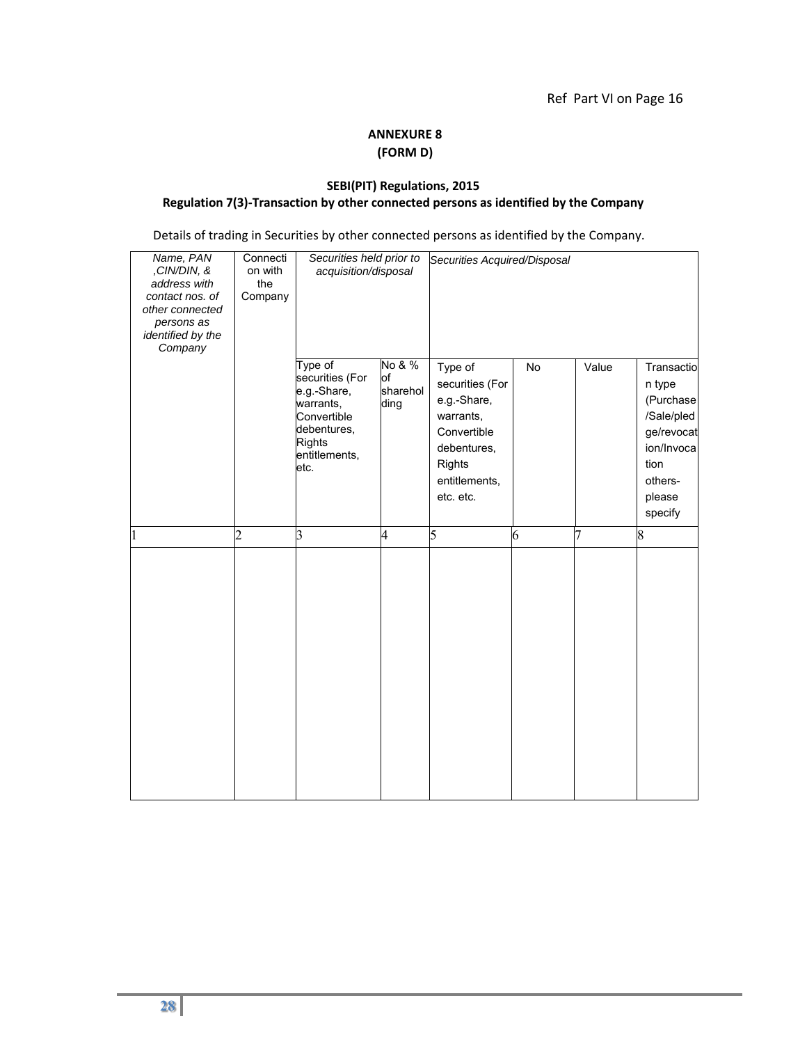Ref Part VI on Page 16

**ANNEXURE 8**
**(FORM D)**

**SEBI(PIT) Regulations, 2015**
**Regulation 7(3)-Transaction by other connected persons as identified by the Company**

Details of trading in Securities by other connected persons as identified by the Company.

| *Name, PAN ,CIN/DIN, & address with contact nos. of other connected persons as identified by the Company* | Connection with the Company | *Securities held prior to acquisition/disposal* | | *Securities Acquired/Disposal* | | | |
|---|---|---|---|---|---|---|---|
| | | Type of securities (For e.g.-Share, warrants, Convertible debentures, Rights entitlements, etc. | No & % of shareholding | Type of securities (For e.g.-Share, warrants, Convertible debentures, Rights entitlements, etc. etc. | No | Value | Transaction type (Purchase/Sale/pledge/revocation/Invocation others-please specify |
| 1 | 2 | 3 | 4 | 5 | 6 | 7 | 8 |
| | | | | | | | |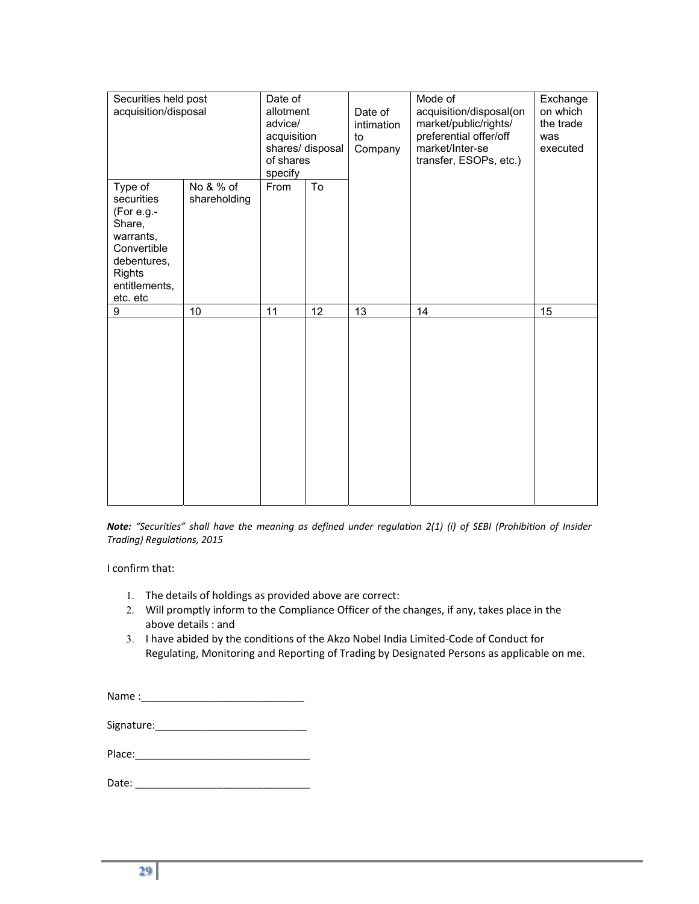| Securities held post acquisition/disposal | | Date of allotment advice/ acquisition shares/ disposal of shares specify | | Date of intimation to Company | Mode of acquisition/disposal(on market/public/rights/ preferential offer/off market/Inter-se transfer, ESOPs, etc.) | Exchange on which the trade was executed |
|---|---|---|---|---|---|---|
| Type of securities (For e.g.- Share, warrants, Convertible debentures, Rights entitlements, etc. etc | No & % of shareholding | From | To | | | |
| 9 | 10 | 11 | 12 | 13 | 14 | 15 |
| | | | | | | |

***Note:*** *"Securities" shall have the meaning as defined under regulation 2(1) (i) of SEBI (Prohibition of Insider Trading) Regulations, 2015*

I confirm that:

1. The details of holdings as provided above are correct:
2. Will promptly inform to the Compliance Officer of the changes, if any, takes place in the above details : and
3. I have abided by the conditions of the Akzo Nobel India Limited-Code of Conduct for Regulating, Monitoring and Reporting of Trading by Designated Persons as applicable on me.

Name :____________________________

Signature:__________________________

Place:______________________________

Date: ______________________________